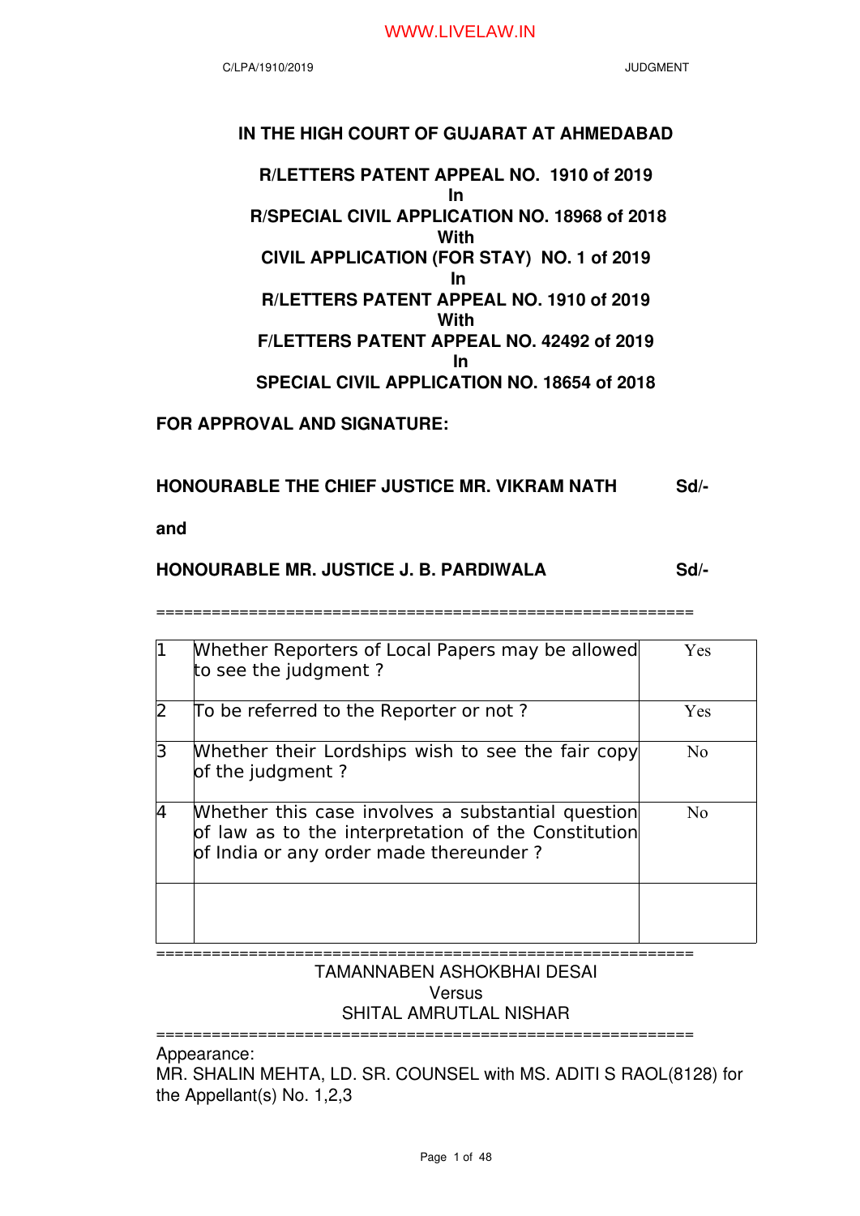# IN THE HIGH COURT OF GUJARAT AT AHMEDABAD

**R/LETTERS PATENT APPEAL NO. 1910 of 2019**
**In**
**R/SPECIAL CIVIL APPLICATION NO. 18968 of 2018**
**With**
**CIVIL APPLICATION (FOR STAY) NO. 1 of 2019**
**In**
**R/LETTERS PATENT APPEAL NO. 1910 of 2019**
**With**
**F/LETTERS PATENT APPEAL NO. 42492 of 2019**
**In**
**SPECIAL CIVIL APPLICATION NO. 18654 of 2018**

**FOR APPROVAL AND SIGNATURE:**

**HONOURABLE THE CHIEF JUSTICE MR. VIKRAM NATH** **Sd/-**

**and**

**HONOURABLE MR. JUSTICE J. B. PARDIWALA** **Sd/-**

==========================================================

| | | |
|---|---|---|
| 1 | Whether Reporters of Local Papers may be allowed to see the judgment ? | Yes |
| 2 | To be referred to the Reporter or not ? | Yes |
| 3 | Whether their Lordships wish to see the fair copy of the judgment ? | No |
| 4 | Whether this case involves a substantial question of law as to the interpretation of the Constitution of India or any order made thereunder ? | No |
| | | |

==========================================================

TAMANNABEN ASHOKBHAI DESAI
Versus
SHITAL AMRUTLAL NISHAR

==========================================================

Appearance:
MR. SHALIN MEHTA, LD. SR. COUNSEL with MS. ADITI S RAOL(8128) for the Appellant(s) No. 1,2,3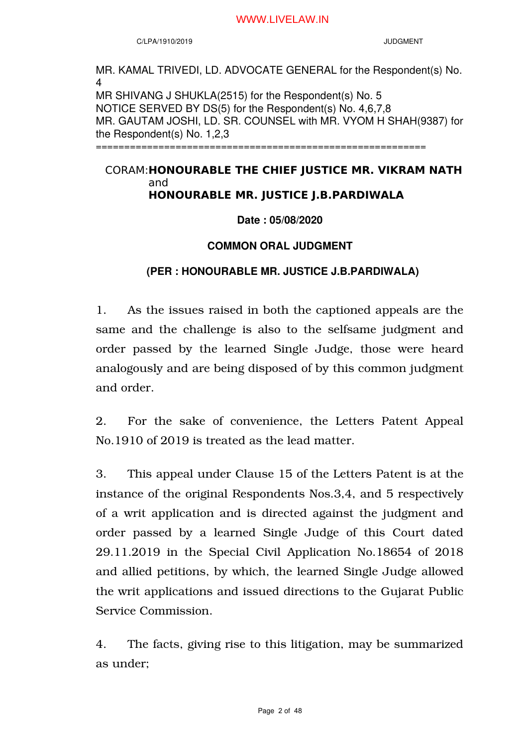MR. KAMAL TRIVEDI, LD. ADVOCATE GENERAL for the Respondent(s) No. 4
MR SHIVANG J SHUKLA(2515) for the Respondent(s) No. 5
NOTICE SERVED BY DS(5) for the Respondent(s) No. 4,6,7,8
MR. GAUTAM JOSHI, LD. SR. COUNSEL with MR. VYOM H SHAH(9387) for the Respondent(s) No. 1,2,3

==========================================================

CORAM: **HONOURABLE THE CHIEF JUSTICE MR. VIKRAM NATH**
and
**HONOURABLE MR. JUSTICE J.B.PARDIWALA**

**Date : 05/08/2020**

**COMMON ORAL JUDGMENT**

**(PER : HONOURABLE MR. JUSTICE J.B.PARDIWALA)**

1. As the issues raised in both the captioned appeals are the same and the challenge is also to the selfsame judgment and order passed by the learned Single Judge, those were heard analogously and are being disposed of by this common judgment and order.

2. For the sake of convenience, the Letters Patent Appeal No.1910 of 2019 is treated as the lead matter.

3. This appeal under Clause 15 of the Letters Patent is at the instance of the original Respondents Nos.3,4, and 5 respectively of a writ application and is directed against the judgment and order passed by a learned Single Judge of this Court dated 29.11.2019 in the Special Civil Application No.18654 of 2018 and allied petitions, by which, the learned Single Judge allowed the writ applications and issued directions to the Gujarat Public Service Commission.

4. The facts, giving rise to this litigation, may be summarized as under;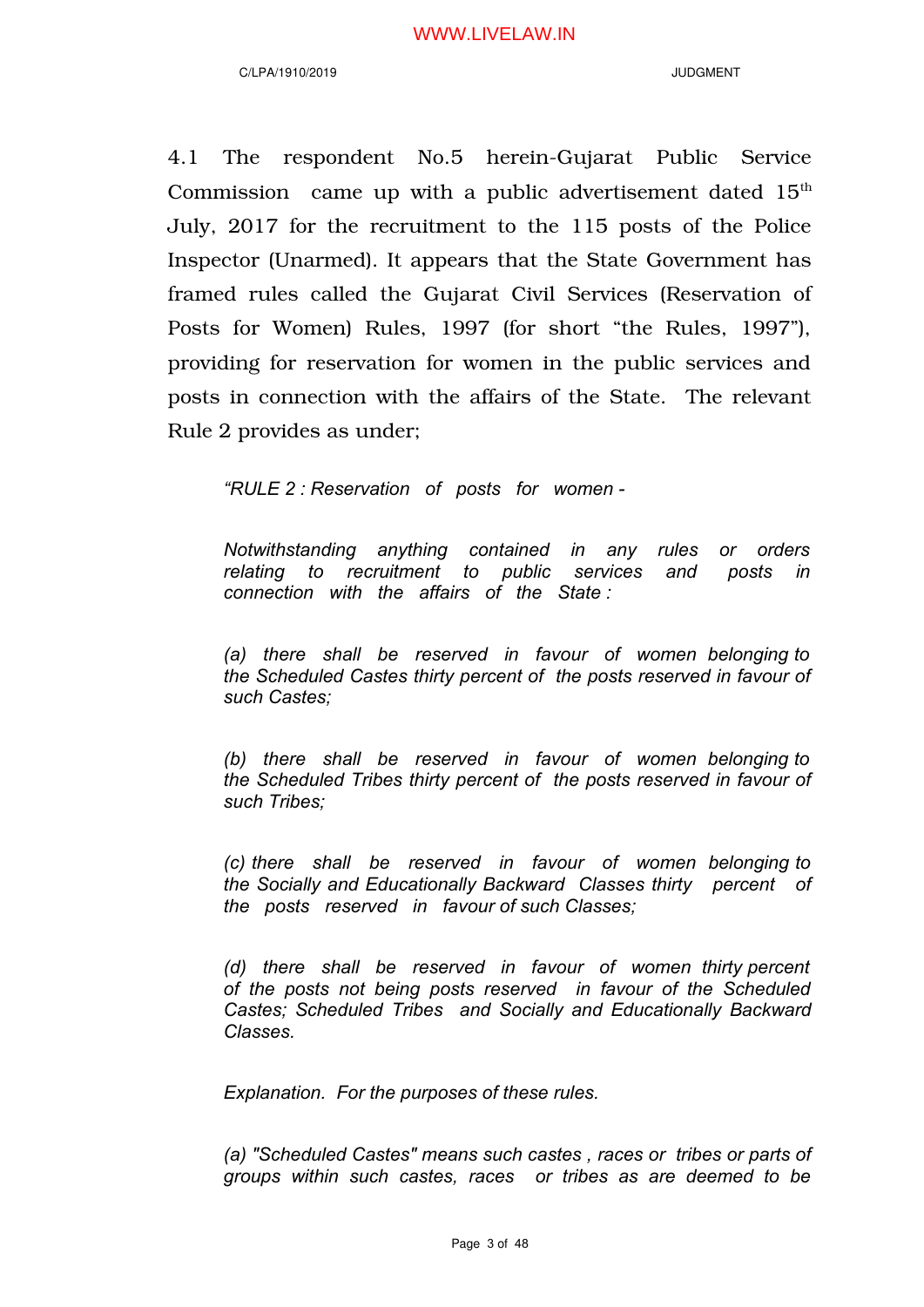4.1 The respondent No.5 herein-Gujarat Public Service Commission came up with a public advertisement dated 15th July, 2017 for the recruitment to the 115 posts of the Police Inspector (Unarmed). It appears that the State Government has framed rules called the Gujarat Civil Services (Reservation of Posts for Women) Rules, 1997 (for short "the Rules, 1997"), providing for reservation for women in the public services and posts in connection with the affairs of the State. The relevant Rule 2 provides as under;

> *"RULE 2 : Reservation of posts for women -*
>
> *Notwithstanding anything contained in any rules or orders relating to recruitment to public services and posts in connection with the affairs of the State :*
>
> *(a) there shall be reserved in favour of women belonging to the Scheduled Castes thirty percent of the posts reserved in favour of such Castes;*
>
> *(b) there shall be reserved in favour of women belonging to the Scheduled Tribes thirty percent of the posts reserved in favour of such Tribes;*
>
> *(c) there shall be reserved in favour of women belonging to the Socially and Educationally Backward Classes thirty percent of the posts reserved in favour of such Classes;*
>
> *(d) there shall be reserved in favour of women thirty percent of the posts not being posts reserved in favour of the Scheduled Castes; Scheduled Tribes and Socially and Educationally Backward Classes.*
>
> *Explanation. For the purposes of these rules.*
>
> *(a) "Scheduled Castes" means such castes , races or tribes or parts of groups within such castes, races or tribes as are deemed to be*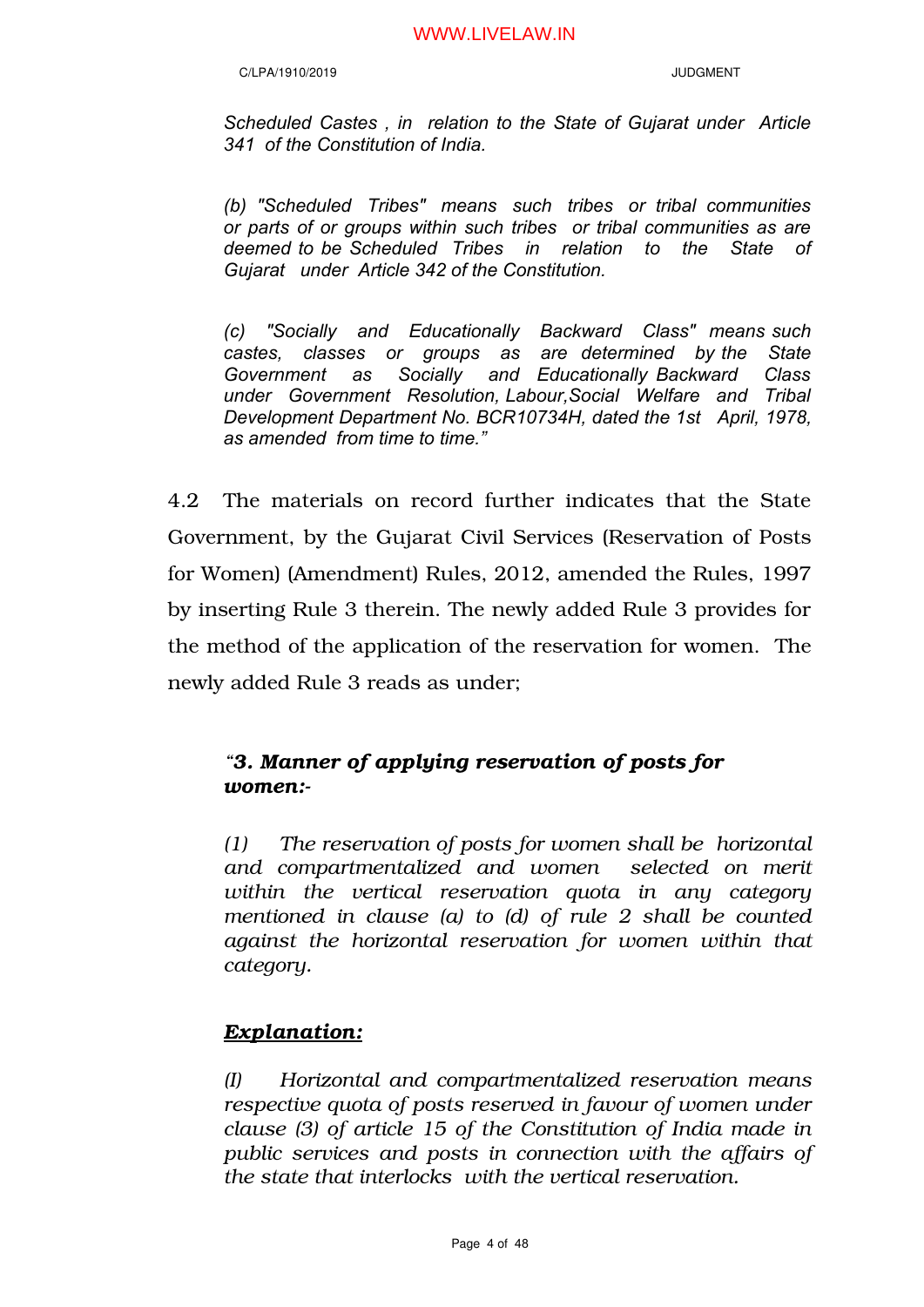*Scheduled Castes , in relation to the State of Gujarat under Article 341 of the Constitution of India.*

*(b) "Scheduled Tribes" means such tribes or tribal communities or parts of or groups within such tribes or tribal communities as are deemed to be Scheduled Tribes in relation to the State of Gujarat under Article 342 of the Constitution.*

*(c) "Socially and Educationally Backward Class" means such castes, classes or groups as are determined by the State Government as Socially and Educationally Backward Class under Government Resolution, Labour,Social Welfare and Tribal Development Department No. BCR10734H, dated the 1st April, 1978, as amended from time to time."*

4.2 The materials on record further indicates that the State Government, by the Gujarat Civil Services (Reservation of Posts for Women) (Amendment) Rules, 2012, amended the Rules, 1997 by inserting Rule 3 therein. The newly added Rule 3 provides for the method of the application of the reservation for women. The newly added Rule 3 reads as under;

*"**3. Manner of applying reservation of posts for women:-***

*(1) The reservation of posts for women shall be horizontal and compartmentalized and women selected on merit within the vertical reservation quota in any category mentioned in clause (a) to (d) of rule 2 shall be counted against the horizontal reservation for women within that category.*

***Explanation:***

*(I) Horizontal and compartmentalized reservation means respective quota of posts reserved in favour of women under clause (3) of article 15 of the Constitution of India made in public services and posts in connection with the affairs of the state that interlocks with the vertical reservation.*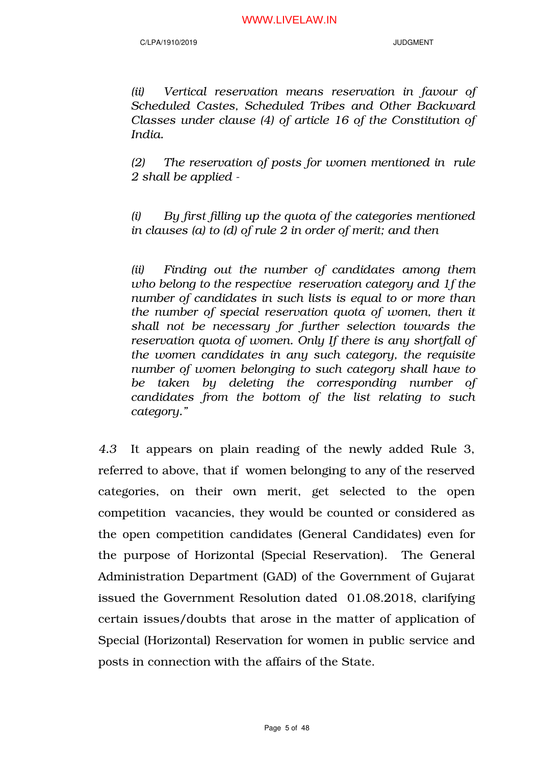*(ii) Vertical reservation means reservation in favour of Scheduled Castes, Scheduled Tribes and Other Backward Classes under clause (4) of article 16 of the Constitution of India.*

*(2) The reservation of posts for women mentioned in rule 2 shall be applied -*

*(i) By first filling up the quota of the categories mentioned in clauses (a) to (d) of rule 2 in order of merit; and then*

*(ii) Finding out the number of candidates among them who belong to the respective reservation category and 1f the number of candidates in such lists is equal to or more than the number of special reservation quota of women, then it shall not be necessary for further selection towards the reservation quota of women. Only If there is any shortfall of the women candidates in any such category, the requisite number of women belonging to such category shall have to be taken by deleting the corresponding number of candidates from the bottom of the list relating to such category."*

*4.3* It appears on plain reading of the newly added Rule 3, referred to above, that if women belonging to any of the reserved categories, on their own merit, get selected to the open competition vacancies, they would be counted or considered as the open competition candidates (General Candidates) even for the purpose of Horizontal (Special Reservation). The General Administration Department (GAD) of the Government of Gujarat issued the Government Resolution dated 01.08.2018, clarifying certain issues/doubts that arose in the matter of application of Special (Horizontal) Reservation for women in public service and posts in connection with the affairs of the State.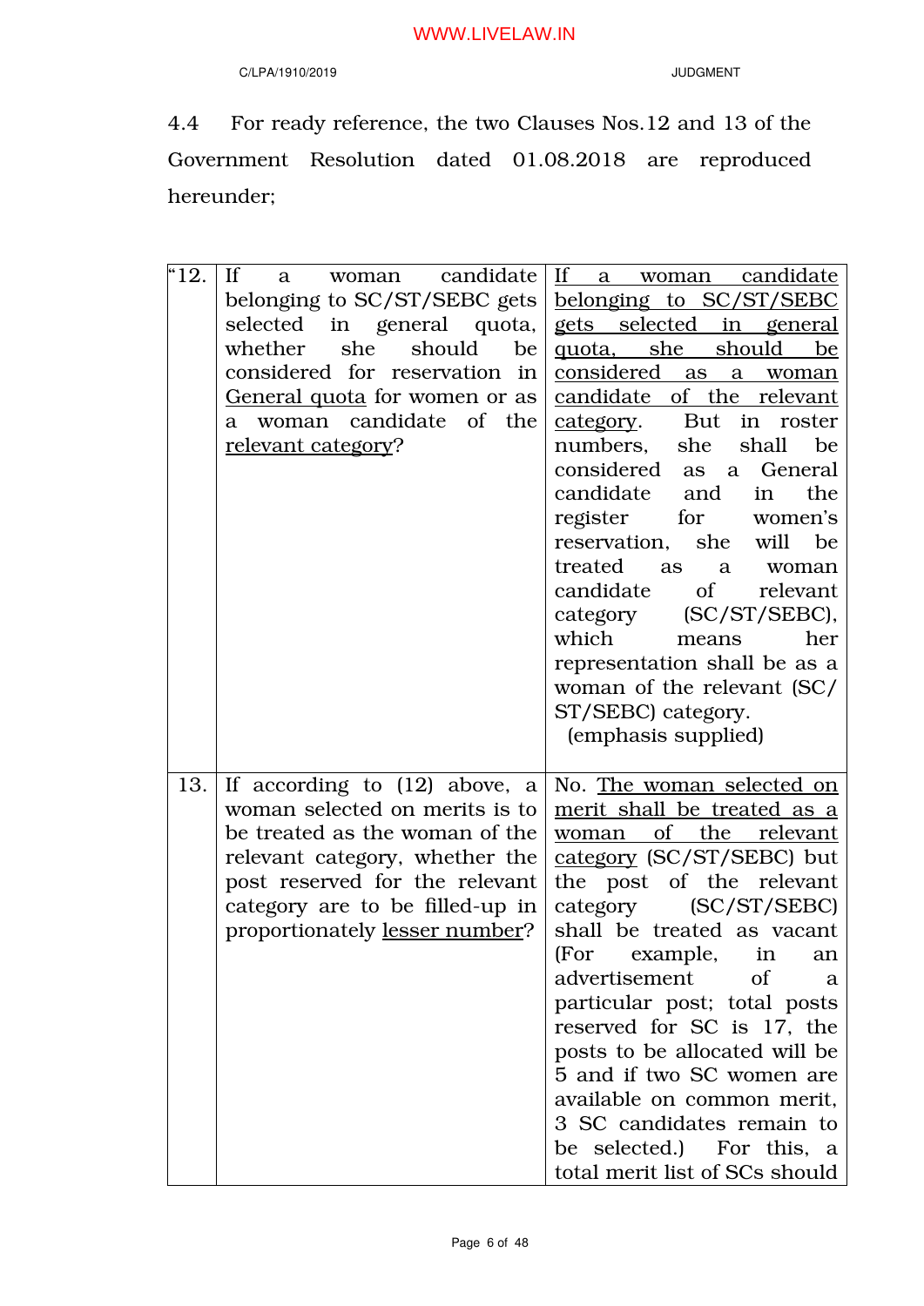4.4 For ready reference, the two Clauses Nos.12 and 13 of the Government Resolution dated 01.08.2018 are reproduced hereunder;

| | | |
|---|---|---|
| "12. | If a woman candidate belonging to SC/ST/SEBC gets selected in general quota, whether she should be considered for reservation in <u>General quota</u> for women or as a woman candidate of the <u>relevant category</u>? | <u>If a woman candidate belonging to SC/ST/SEBC gets selected in general quota, she should be considered as a woman candidate of the relevant category</u>. But in roster numbers, she shall be considered as a General candidate and in the register for women's reservation, she will be treated as a woman candidate of relevant category (SC/ST/SEBC), which means her representation shall be as a woman of the relevant (SC/ ST/SEBC) category. (emphasis supplied) |
| 13. | If according to (12) above, a woman selected on merits is to be treated as the woman of the relevant category, whether the post reserved for the relevant category are to be filled-up in proportionately <u>lesser number</u>? | No. <u>The woman selected on merit shall be treated as a woman of the relevant category</u> (SC/ST/SEBC) but the post of the relevant category (SC/ST/SEBC) shall be treated as vacant (For example, in an advertisement of a particular post; total posts reserved for SC is 17, the posts to be allocated will be 5 and if two SC women are available on common merit, 3 SC candidates remain to be selected.) For this, a total merit list of SCs should |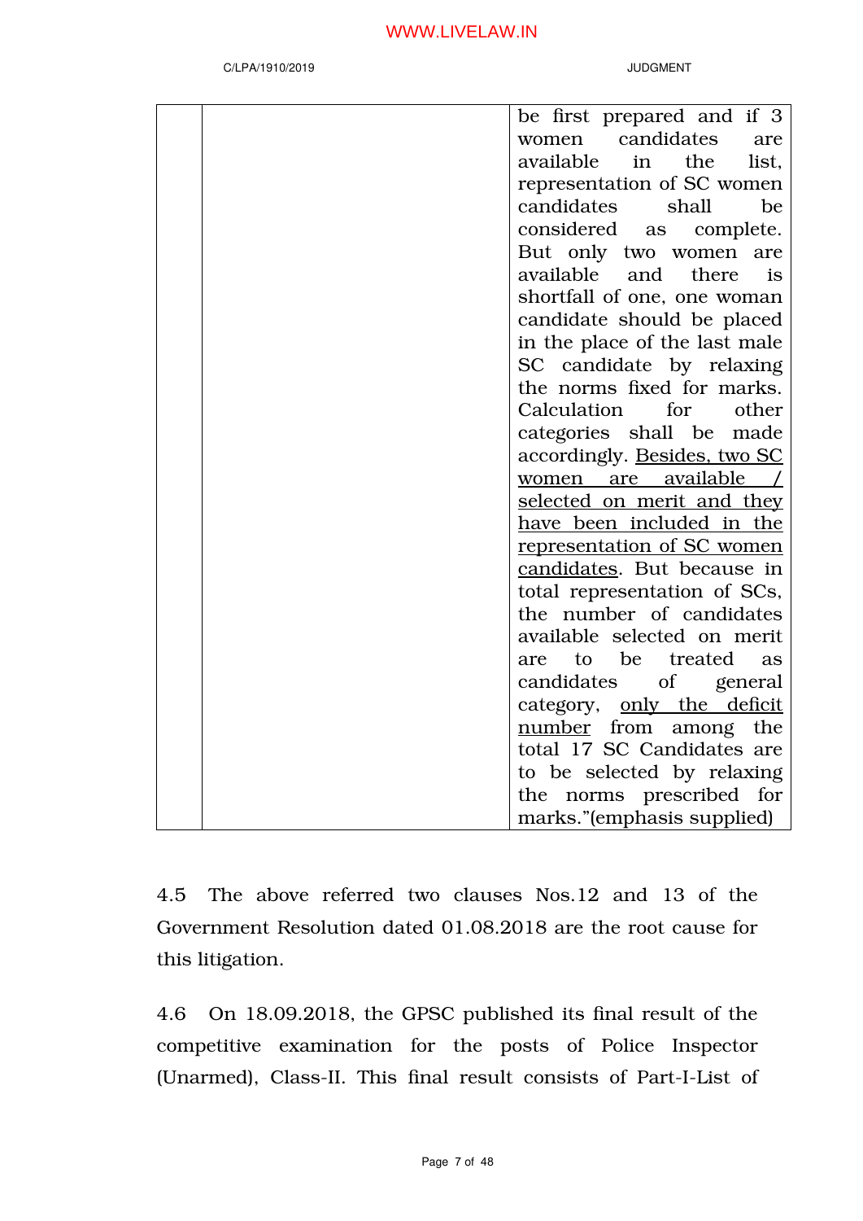| | | |
|---|---|---|
| | | be first prepared and if 3 women candidates are available in the list, representation of SC women candidates shall be considered as complete. But only two women are available and there is shortfall of one, one woman candidate should be placed in the place of the last male SC candidate by relaxing the norms fixed for marks. Calculation for other categories shall be made accordingly. <u>Besides, two SC women are available / selected on merit and they have been included in the representation of SC women candidates</u>. But because in total representation of SCs, the number of candidates available selected on merit are to be treated as candidates of general category, <u>only the deficit number</u> from among the total 17 SC Candidates are to be selected by relaxing the norms prescribed for marks."(emphasis supplied) |

4.5 The above referred two clauses Nos.12 and 13 of the Government Resolution dated 01.08.2018 are the root cause for this litigation.

4.6 On 18.09.2018, the GPSC published its final result of the competitive examination for the posts of Police Inspector (Unarmed), Class-II. This final result consists of Part-I-List of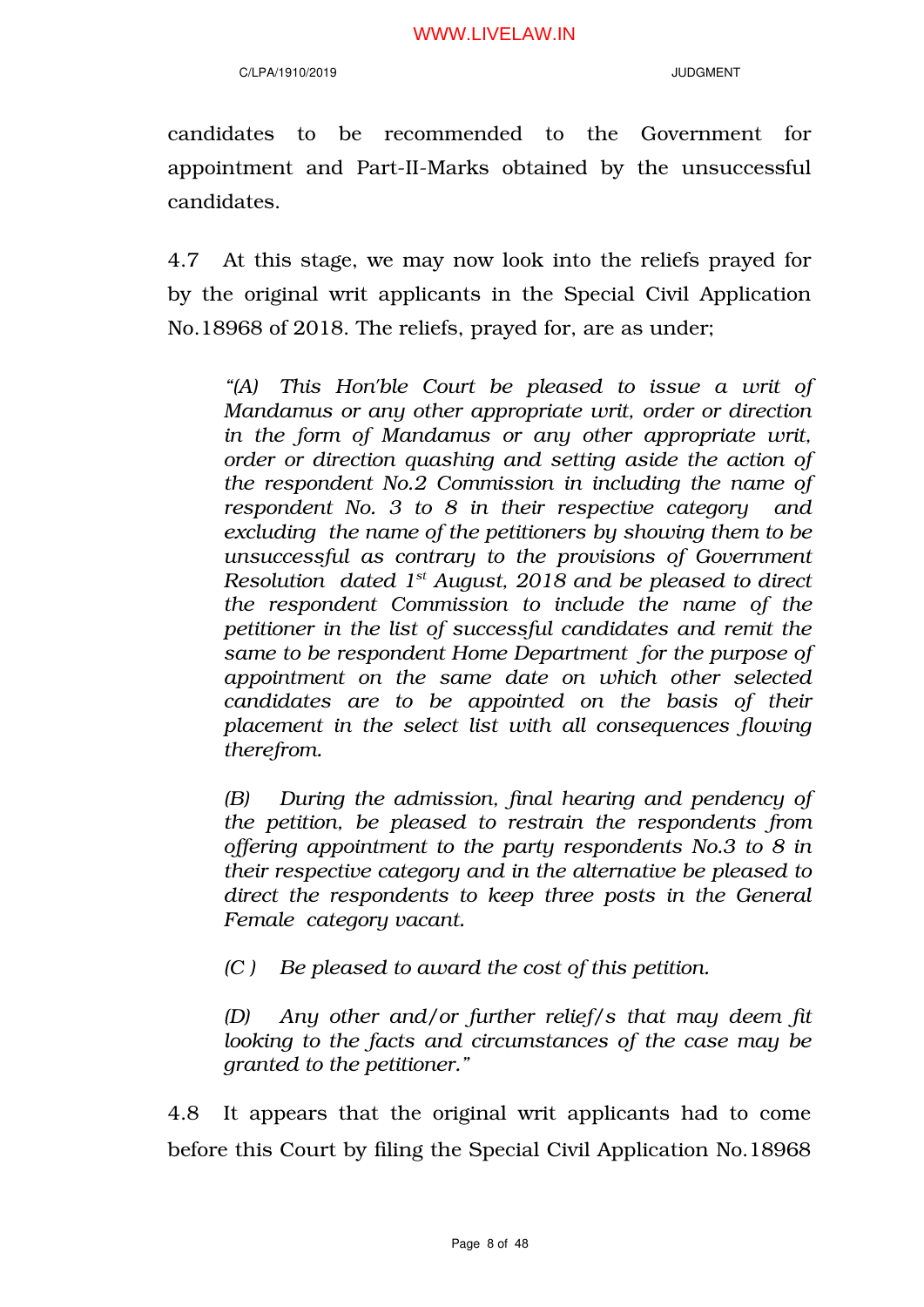candidates to be recommended to the Government for appointment and Part-II-Marks obtained by the unsuccessful candidates.

4.7 At this stage, we may now look into the reliefs prayed for by the original writ applicants in the Special Civil Application No.18968 of 2018. The reliefs, prayed for, are as under;

> *"(A) This Hon'ble Court be pleased to issue a writ of Mandamus or any other appropriate writ, order or direction in the form of Mandamus or any other appropriate writ, order or direction quashing and setting aside the action of the respondent No.2 Commission in including the name of respondent No. 3 to 8 in their respective category and excluding the name of the petitioners by showing them to be unsuccessful as contrary to the provisions of Government Resolution dated 1st August, 2018 and be pleased to direct the respondent Commission to include the name of the petitioner in the list of successful candidates and remit the same to be respondent Home Department for the purpose of appointment on the same date on which other selected candidates are to be appointed on the basis of their placement in the select list with all consequences flowing therefrom.*
>
> *(B) During the admission, final hearing and pendency of the petition, be pleased to restrain the respondents from offering appointment to the party respondents No.3 to 8 in their respective category and in the alternative be pleased to direct the respondents to keep three posts in the General Female category vacant.*
>
> *(C ) Be pleased to award the cost of this petition.*
>
> *(D) Any other and/or further relief/s that may deem fit looking to the facts and circumstances of the case may be granted to the petitioner."*

4.8 It appears that the original writ applicants had to come before this Court by filing the Special Civil Application No.18968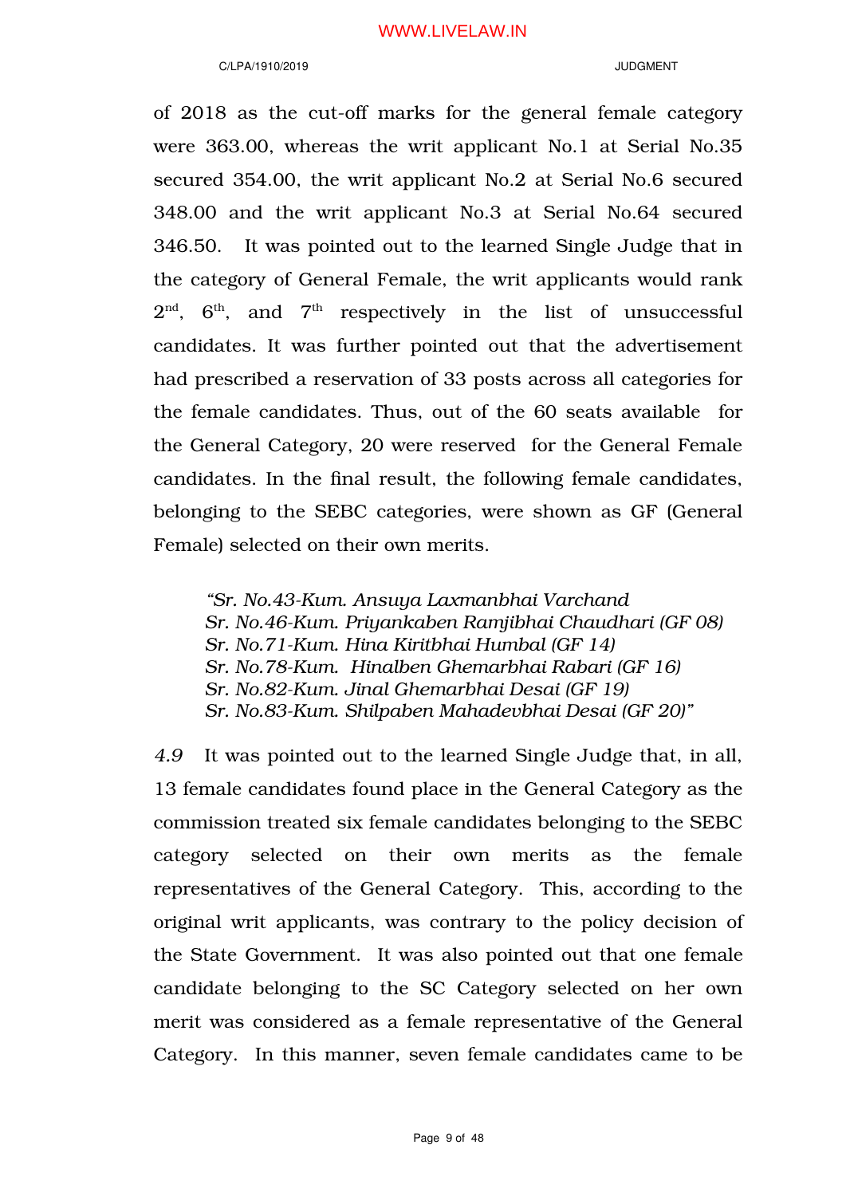of 2018 as the cut-off marks for the general female category were 363.00, whereas the writ applicant No.1 at Serial No.35 secured 354.00, the writ applicant No.2 at Serial No.6 secured 348.00 and the writ applicant No.3 at Serial No.64 secured 346.50. It was pointed out to the learned Single Judge that in the category of General Female, the writ applicants would rank 2nd, 6th, and 7th respectively in the list of unsuccessful candidates. It was further pointed out that the advertisement had prescribed a reservation of 33 posts across all categories for the female candidates. Thus, out of the 60 seats available for the General Category, 20 were reserved for the General Female candidates. In the final result, the following female candidates, belonging to the SEBC categories, were shown as GF (General Female) selected on their own merits.

> *"Sr. No.43-Kum. Ansuya Laxmanbhai Varchand*
> *Sr. No.46-Kum. Priyankaben Ramjibhai Chaudhari (GF 08)*
> *Sr. No.71-Kum. Hina Kiritbhai Humbal (GF 14)*
> *Sr. No.78-Kum. Hinalben Ghemarbhai Rabari (GF 16)*
> *Sr. No.82-Kum. Jinal Ghemarbhai Desai (GF 19)*
> *Sr. No.83-Kum. Shilpaben Mahadevbhai Desai (GF 20)"*

*4.9* It was pointed out to the learned Single Judge that, in all, 13 female candidates found place in the General Category as the commission treated six female candidates belonging to the SEBC category selected on their own merits as the female representatives of the General Category. This, according to the original writ applicants, was contrary to the policy decision of the State Government. It was also pointed out that one female candidate belonging to the SC Category selected on her own merit was considered as a female representative of the General Category. In this manner, seven female candidates came to be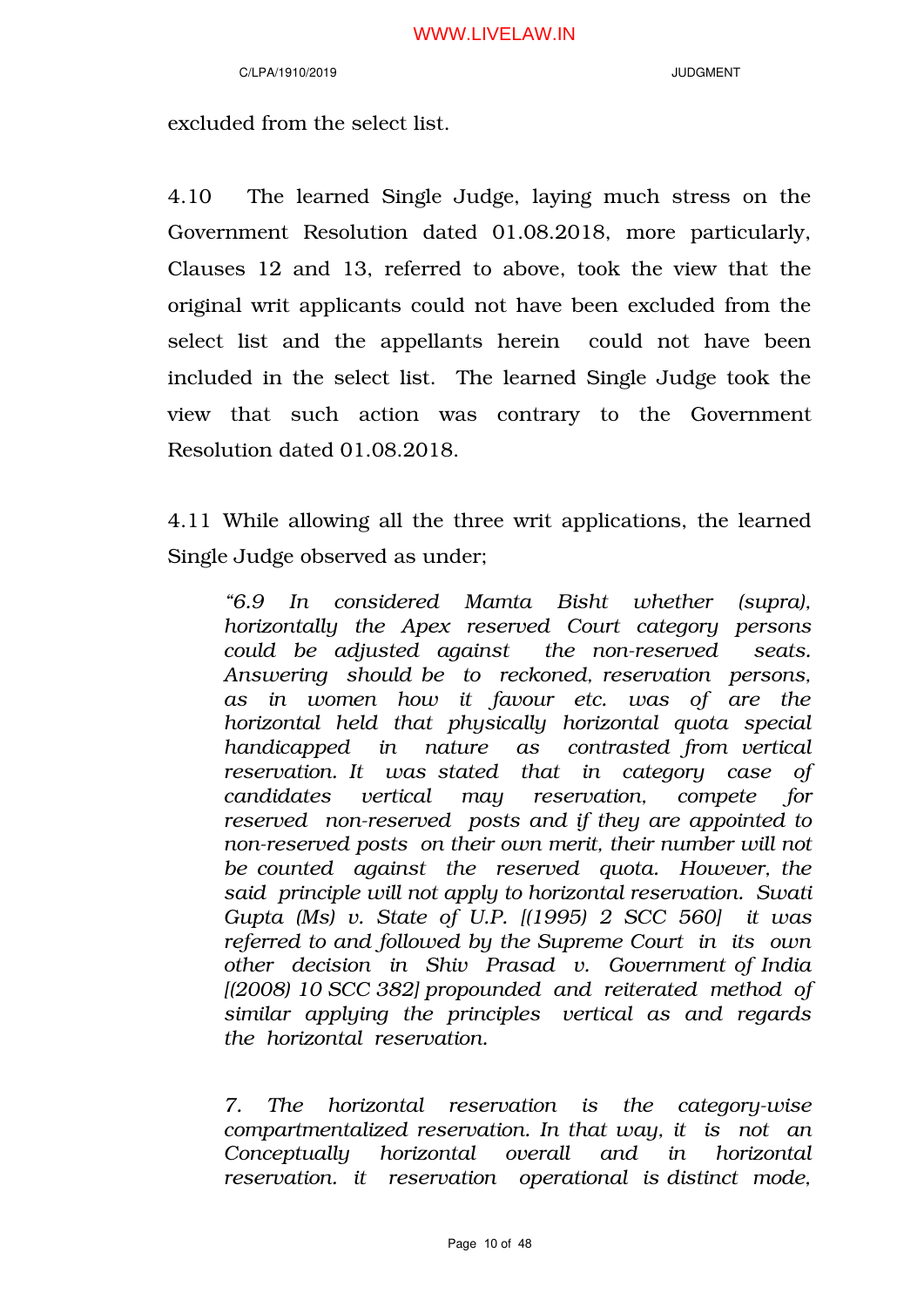excluded from the select list.

4.10 The learned Single Judge, laying much stress on the Government Resolution dated 01.08.2018, more particularly, Clauses 12 and 13, referred to above, took the view that the original writ applicants could not have been excluded from the select list and the appellants herein could not have been included in the select list. The learned Single Judge took the view that such action was contrary to the Government Resolution dated 01.08.2018.

4.11 While allowing all the three writ applications, the learned Single Judge observed as under;

> *"6.9 In considered Mamta Bisht whether (supra), horizontally the Apex reserved Court category persons could be adjusted against the non-reserved seats. Answering should be to reckoned, reservation persons, as in women how it favour etc. was of are the horizontal held that physically horizontal quota special handicapped in nature as contrasted from vertical reservation. It was stated that in category case of candidates vertical may reservation, compete for reserved non-reserved posts and if they are appointed to non-reserved posts on their own merit, their number will not be counted against the reserved quota. However, the said principle will not apply to horizontal reservation. Swati Gupta (Ms) v. State of U.P. [(1995) 2 SCC 560] it was referred to and followed by the Supreme Court in its own other decision in Shiv Prasad v. Government of India [(2008) 10 SCC 382] propounded and reiterated method of similar applying the principles vertical as and regards the horizontal reservation.*
>
> *7. The horizontal reservation is the category-wise compartmentalized reservation. In that way, it is not an Conceptually horizontal overall and in horizontal reservation. it reservation operational is distinct mode,*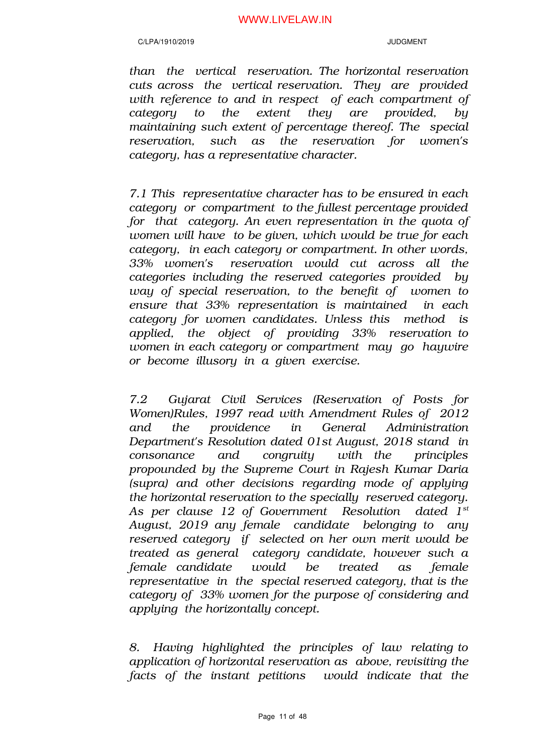*than the vertical reservation. The horizontal reservation cuts across the vertical reservation. They are provided with reference to and in respect of each compartment of category to the extent they are provided, by maintaining such extent of percentage thereof. The special reservation, such as the reservation for women's category, has a representative character.*

*7.1 This representative character has to be ensured in each category or compartment to the fullest percentage provided for that category. An even representation in the quota of women will have to be given, which would be true for each category, in each category or compartment. In other words, 33% women's reservation would cut across all the categories including the reserved categories provided by way of special reservation, to the benefit of women to ensure that 33% representation is maintained in each category for women candidates. Unless this method is applied, the object of providing 33% reservation to women in each category or compartment may go haywire or become illusory in a given exercise.*

*7.2 Gujarat Civil Services (Reservation of Posts for Women)Rules, 1997 read with Amendment Rules of 2012 and the providence in General Administration Department's Resolution dated 01st August, 2018 stand in consonance and congruity with the principles propounded by the Supreme Court in Rajesh Kumar Daria (supra) and other decisions regarding mode of applying the horizontal reservation to the specially reserved category. As per clause 12 of Government Resolution dated 1st August, 2019 any female candidate belonging to any reserved category if selected on her own merit would be treated as general category candidate, however such a female candidate would be treated as female representative in the special reserved category, that is the category of 33% women for the purpose of considering and applying the horizontally concept.*

*8. Having highlighted the principles of law relating to application of horizontal reservation as above, revisiting the facts of the instant petitions would indicate that the*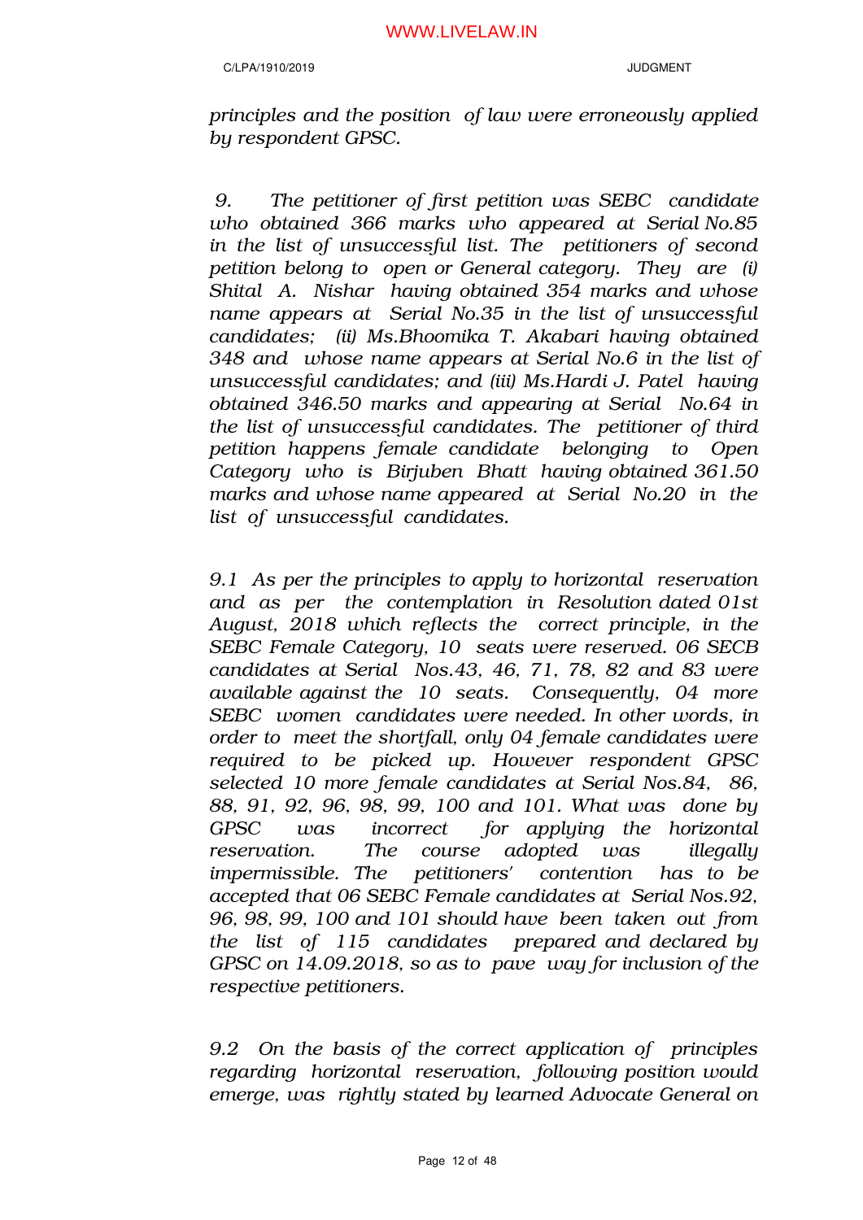*principles and the position of law were erroneously applied by respondent GPSC.*

*9. The petitioner of first petition was SEBC candidate who obtained 366 marks who appeared at Serial No.85 in the list of unsuccessful list. The petitioners of second petition belong to open or General category. They are (i) Shital A. Nishar having obtained 354 marks and whose name appears at Serial No.35 in the list of unsuccessful candidates; (ii) Ms.Bhoomika T. Akabari having obtained 348 and whose name appears at Serial No.6 in the list of unsuccessful candidates; and (iii) Ms.Hardi J. Patel having obtained 346.50 marks and appearing at Serial No.64 in the list of unsuccessful candidates. The petitioner of third petition happens female candidate belonging to Open Category who is Birjuben Bhatt having obtained 361.50 marks and whose name appeared at Serial No.20 in the list of unsuccessful candidates.*

*9.1 As per the principles to apply to horizontal reservation and as per the contemplation in Resolution dated 01st August, 2018 which reflects the correct principle, in the SEBC Female Category, 10 seats were reserved. 06 SECB candidates at Serial Nos.43, 46, 71, 78, 82 and 83 were available against the 10 seats. Consequently, 04 more SEBC women candidates were needed. In other words, in order to meet the shortfall, only 04 female candidates were required to be picked up. However respondent GPSC selected 10 more female candidates at Serial Nos.84, 86, 88, 91, 92, 96, 98, 99, 100 and 101. What was done by GPSC was incorrect for applying the horizontal reservation. The course adopted was illegally impermissible. The petitioners' contention has to be accepted that 06 SEBC Female candidates at Serial Nos.92, 96, 98, 99, 100 and 101 should have been taken out from the list of 115 candidates prepared and declared by GPSC on 14.09.2018, so as to pave way for inclusion of the respective petitioners.*

*9.2 On the basis of the correct application of principles regarding horizontal reservation, following position would emerge, was rightly stated by learned Advocate General on*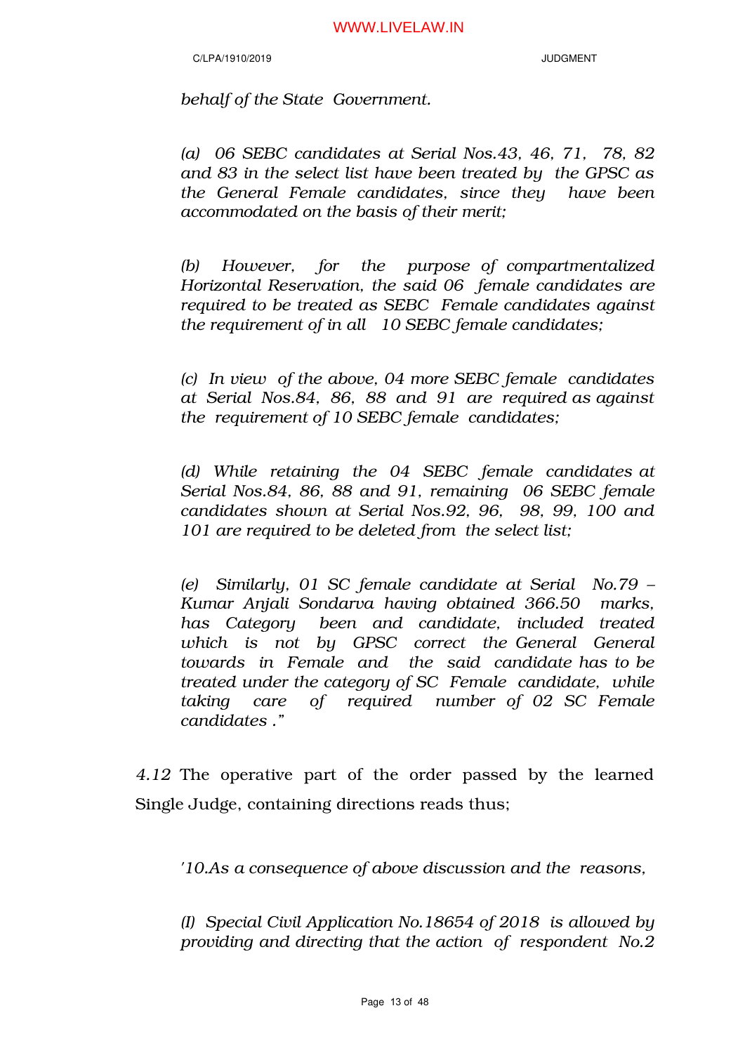*behalf of the State Government.*

*(a) 06 SEBC candidates at Serial Nos.43, 46, 71, 78, 82 and 83 in the select list have been treated by the GPSC as the General Female candidates, since they have been accommodated on the basis of their merit;*

*(b) However, for the purpose of compartmentalized Horizontal Reservation, the said 06 female candidates are required to be treated as SEBC Female candidates against the requirement of in all 10 SEBC female candidates;*

*(c) In view of the above, 04 more SEBC female candidates at Serial Nos.84, 86, 88 and 91 are required as against the requirement of 10 SEBC female candidates;*

*(d) While retaining the 04 SEBC female candidates at Serial Nos.84, 86, 88 and 91, remaining 06 SEBC female candidates shown at Serial Nos.92, 96, 98, 99, 100 and 101 are required to be deleted from the select list;*

*(e) Similarly, 01 SC female candidate at Serial No.79 – Kumar Anjali Sondarva having obtained 366.50 marks, has Category been and candidate, included treated which is not by GPSC correct the General General towards in Female and the said candidate has to be treated under the category of SC Female candidate, while taking care of required number of 02 SC Female candidates ."*

*4.12* The operative part of the order passed by the learned Single Judge, containing directions reads thus;

*'10.As a consequence of above discussion and the reasons,*

*(I) Special Civil Application No.18654 of 2018 is allowed by providing and directing that the action of respondent No.2*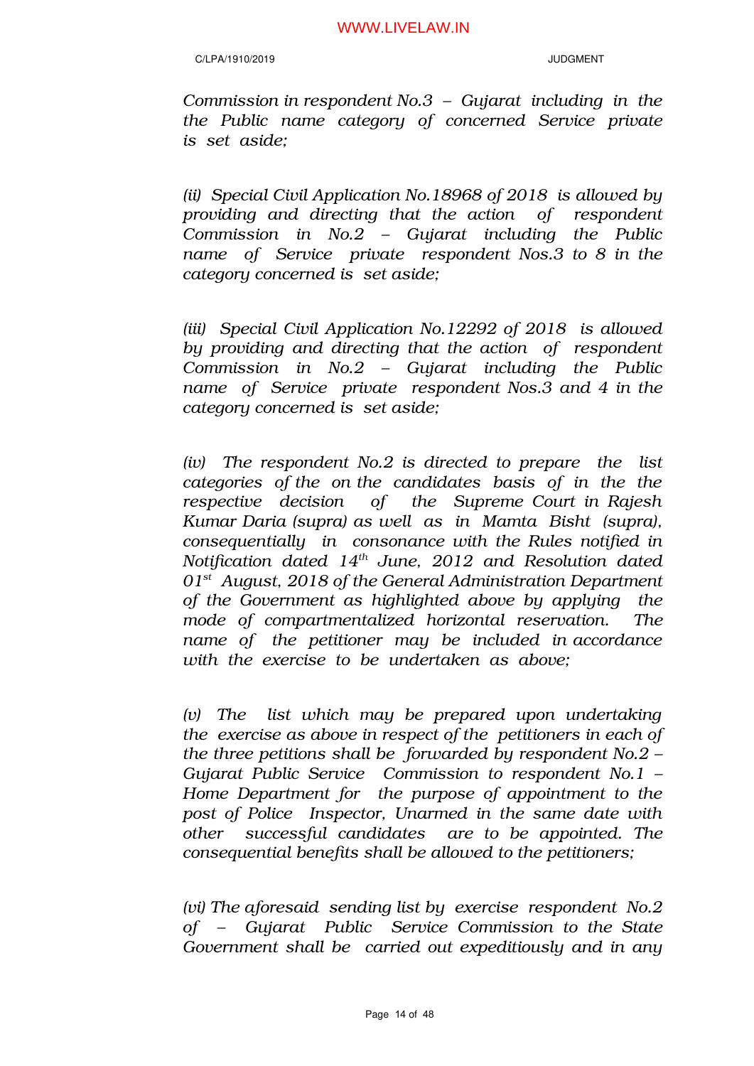*Commission in respondent No.3 – Gujarat including in the the Public name category of concerned Service private is set aside;*

*(ii) Special Civil Application No.18968 of 2018 is allowed by providing and directing that the action of respondent Commission in No.2 – Gujarat including the Public name of Service private respondent Nos.3 to 8 in the category concerned is set aside;*

*(iii) Special Civil Application No.12292 of 2018 is allowed by providing and directing that the action of respondent Commission in No.2 – Gujarat including the Public name of Service private respondent Nos.3 and 4 in the category concerned is set aside;*

*(iv) The respondent No.2 is directed to prepare the list categories of the on the candidates basis of in the the respective decision of the Supreme Court in Rajesh Kumar Daria (supra) as well as in Mamta Bisht (supra), consequentially in consonance with the Rules notified in Notification dated 14th June, 2012 and Resolution dated 01st August, 2018 of the General Administration Department of the Government as highlighted above by applying the mode of compartmentalized horizontal reservation. The name of the petitioner may be included in accordance with the exercise to be undertaken as above;*

*(v) The list which may be prepared upon undertaking the exercise as above in respect of the petitioners in each of the three petitions shall be forwarded by respondent No.2 – Gujarat Public Service Commission to respondent No.1 – Home Department for the purpose of appointment to the post of Police Inspector, Unarmed in the same date with other successful candidates are to be appointed. The consequential benefits shall be allowed to the petitioners;*

*(vi) The aforesaid sending list by exercise respondent No.2 of – Gujarat Public Service Commission to the State Government shall be carried out expeditiously and in any*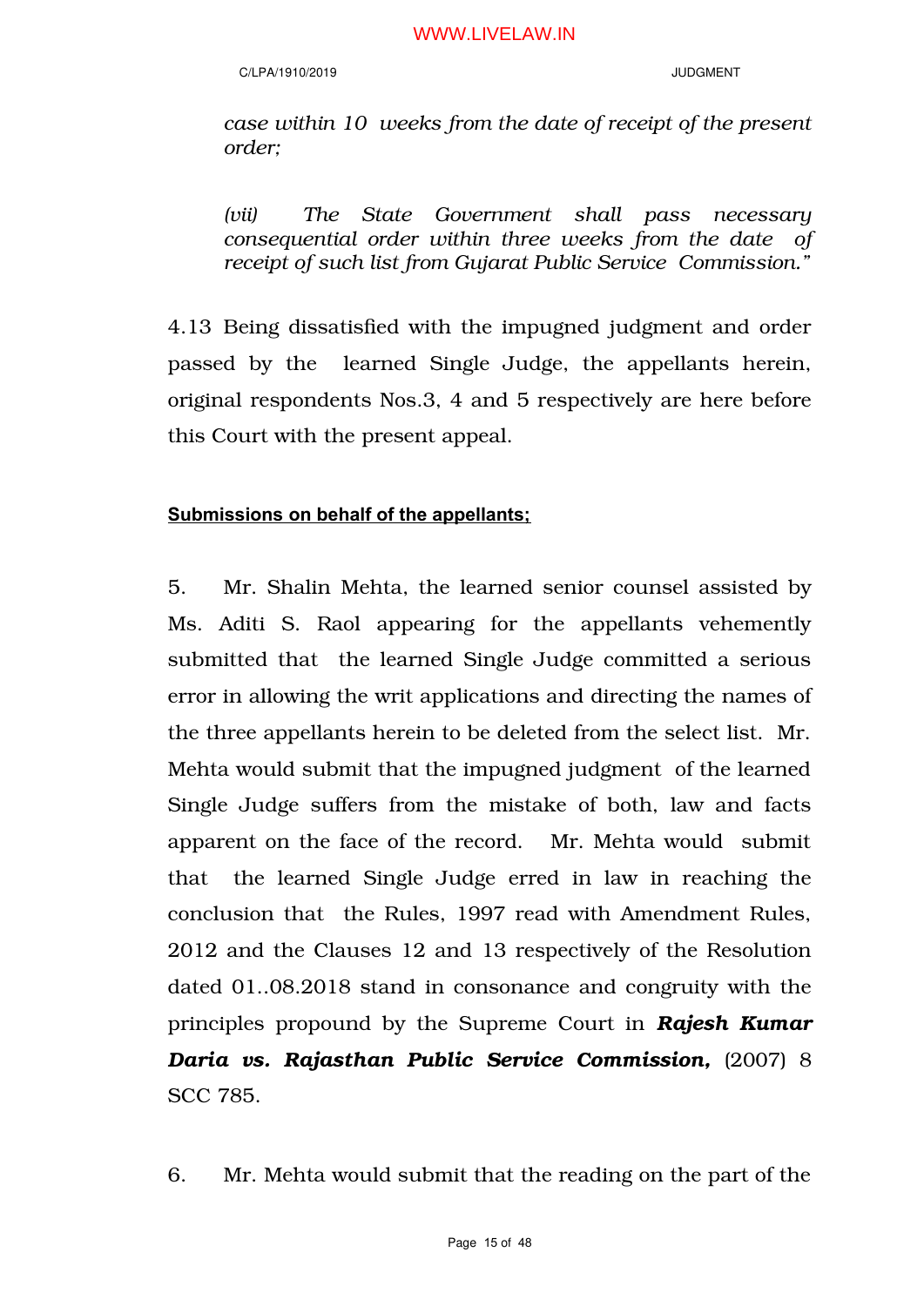*case within 10 weeks from the date of receipt of the present order;*

*(vii) The State Government shall pass necessary consequential order within three weeks from the date of receipt of such list from Gujarat Public Service Commission."*

4.13 Being dissatisfied with the impugned judgment and order passed by the learned Single Judge, the appellants herein, original respondents Nos.3, 4 and 5 respectively are here before this Court with the present appeal.

**Submissions on behalf of the appellants;**

5. Mr. Shalin Mehta, the learned senior counsel assisted by Ms. Aditi S. Raol appearing for the appellants vehemently submitted that the learned Single Judge committed a serious error in allowing the writ applications and directing the names of the three appellants herein to be deleted from the select list. Mr. Mehta would submit that the impugned judgment of the learned Single Judge suffers from the mistake of both, law and facts apparent on the face of the record. Mr. Mehta would submit that the learned Single Judge erred in law in reaching the conclusion that the Rules, 1997 read with Amendment Rules, 2012 and the Clauses 12 and 13 respectively of the Resolution dated 01..08.2018 stand in consonance and congruity with the principles propound by the Supreme Court in ***Rajesh Kumar Daria vs. Rajasthan Public Service Commission,*** (2007) 8 SCC 785.

6. Mr. Mehta would submit that the reading on the part of the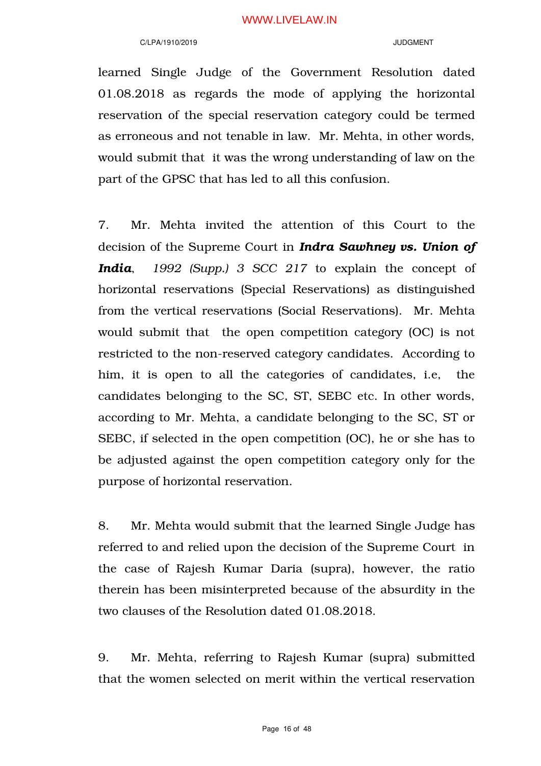learned Single Judge of the Government Resolution dated 01.08.2018 as regards the mode of applying the horizontal reservation of the special reservation category could be termed as erroneous and not tenable in law. Mr. Mehta, in other words, would submit that it was the wrong understanding of law on the part of the GPSC that has led to all this confusion.

7. Mr. Mehta invited the attention of this Court to the decision of the Supreme Court in ***Indra Sawhney vs. Union of India***, *1992 (Supp.) 3 SCC 217* to explain the concept of horizontal reservations (Special Reservations) as distinguished from the vertical reservations (Social Reservations). Mr. Mehta would submit that the open competition category (OC) is not restricted to the non-reserved category candidates. According to him, it is open to all the categories of candidates, i.e, the candidates belonging to the SC, ST, SEBC etc. In other words, according to Mr. Mehta, a candidate belonging to the SC, ST or SEBC, if selected in the open competition (OC), he or she has to be adjusted against the open competition category only for the purpose of horizontal reservation.

8. Mr. Mehta would submit that the learned Single Judge has referred to and relied upon the decision of the Supreme Court in the case of Rajesh Kumar Daria (supra), however, the ratio therein has been misinterpreted because of the absurdity in the two clauses of the Resolution dated 01.08.2018.

9. Mr. Mehta, referring to Rajesh Kumar (supra) submitted that the women selected on merit within the vertical reservation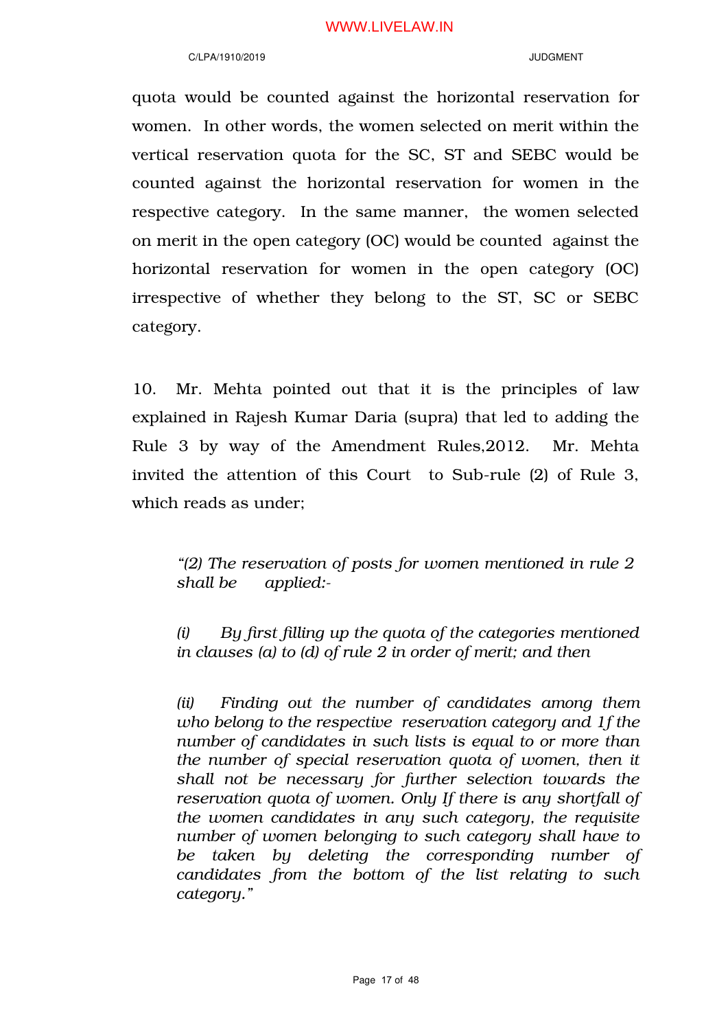quota would be counted against the horizontal reservation for women. In other words, the women selected on merit within the vertical reservation quota for the SC, ST and SEBC would be counted against the horizontal reservation for women in the respective category. In the same manner, the women selected on merit in the open category (OC) would be counted against the horizontal reservation for women in the open category (OC) irrespective of whether they belong to the ST, SC or SEBC category.

10. Mr. Mehta pointed out that it is the principles of law explained in Rajesh Kumar Daria (supra) that led to adding the Rule 3 by way of the Amendment Rules,2012. Mr. Mehta invited the attention of this Court to Sub-rule (2) of Rule 3, which reads as under;

> *"(2) The reservation of posts for women mentioned in rule 2 shall be applied:-*
>
> *(i) By first filling up the quota of the categories mentioned in clauses (a) to (d) of rule 2 in order of merit; and then*
>
> *(ii) Finding out the number of candidates among them who belong to the respective reservation category and 1f the number of candidates in such lists is equal to or more than the number of special reservation quota of women, then it shall not be necessary for further selection towards the reservation quota of women. Only If there is any shortfall of the women candidates in any such category, the requisite number of women belonging to such category shall have to be taken by deleting the corresponding number of candidates from the bottom of the list relating to such category."*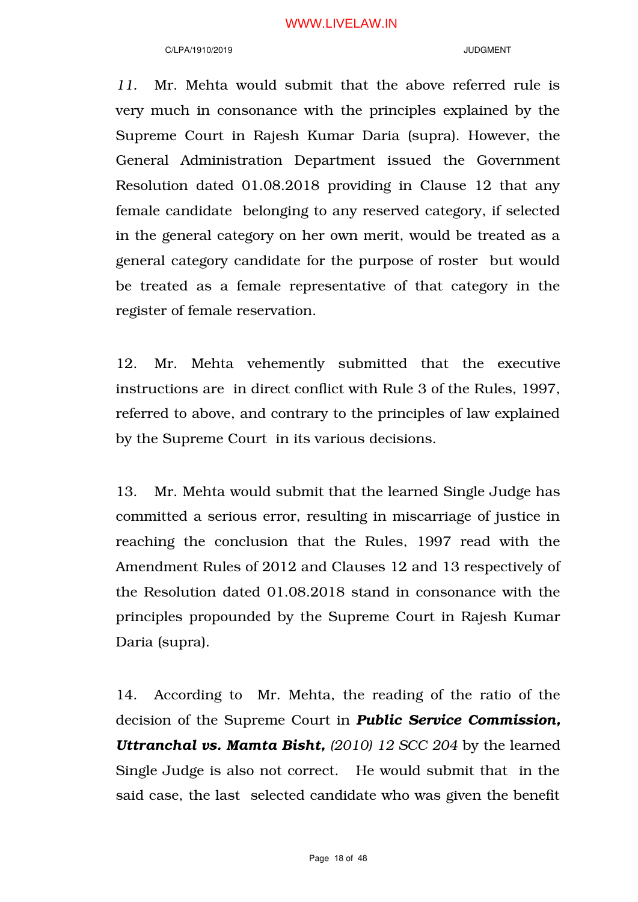*11.* Mr. Mehta would submit that the above referred rule is very much in consonance with the principles explained by the Supreme Court in Rajesh Kumar Daria (supra). However, the General Administration Department issued the Government Resolution dated 01.08.2018 providing in Clause 12 that any female candidate belonging to any reserved category, if selected in the general category on her own merit, would be treated as a general category candidate for the purpose of roster but would be treated as a female representative of that category in the register of female reservation.

12. Mr. Mehta vehemently submitted that the executive instructions are in direct conflict with Rule 3 of the Rules, 1997, referred to above, and contrary to the principles of law explained by the Supreme Court in its various decisions.

13. Mr. Mehta would submit that the learned Single Judge has committed a serious error, resulting in miscarriage of justice in reaching the conclusion that the Rules, 1997 read with the Amendment Rules of 2012 and Clauses 12 and 13 respectively of the Resolution dated 01.08.2018 stand in consonance with the principles propounded by the Supreme Court in Rajesh Kumar Daria (supra).

14. According to Mr. Mehta, the reading of the ratio of the decision of the Supreme Court in ***Public Service Commission, Uttranchal vs. Mamta Bisht,*** *(2010) 12 SCC 204* by the learned Single Judge is also not correct. He would submit that in the said case, the last selected candidate who was given the benefit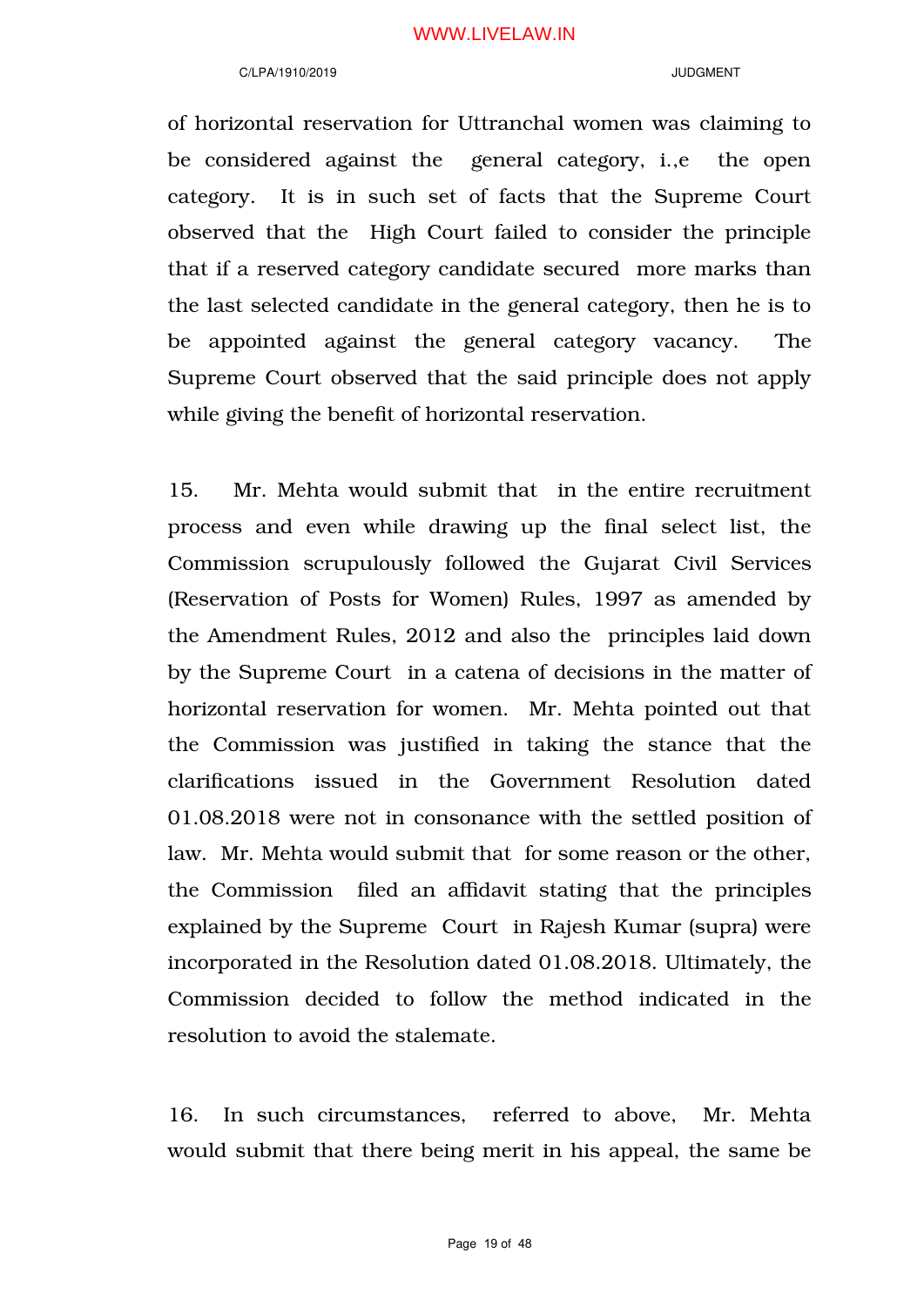of horizontal reservation for Uttranchal women was claiming to be considered against the general category, i.,e the open category. It is in such set of facts that the Supreme Court observed that the High Court failed to consider the principle that if a reserved category candidate secured more marks than the last selected candidate in the general category, then he is to be appointed against the general category vacancy. The Supreme Court observed that the said principle does not apply while giving the benefit of horizontal reservation.

15. Mr. Mehta would submit that in the entire recruitment process and even while drawing up the final select list, the Commission scrupulously followed the Gujarat Civil Services (Reservation of Posts for Women) Rules, 1997 as amended by the Amendment Rules, 2012 and also the principles laid down by the Supreme Court in a catena of decisions in the matter of horizontal reservation for women. Mr. Mehta pointed out that the Commission was justified in taking the stance that the clarifications issued in the Government Resolution dated 01.08.2018 were not in consonance with the settled position of law. Mr. Mehta would submit that for some reason or the other, the Commission filed an affidavit stating that the principles explained by the Supreme Court in Rajesh Kumar (supra) were incorporated in the Resolution dated 01.08.2018. Ultimately, the Commission decided to follow the method indicated in the resolution to avoid the stalemate.

16. In such circumstances, referred to above, Mr. Mehta would submit that there being merit in his appeal, the same be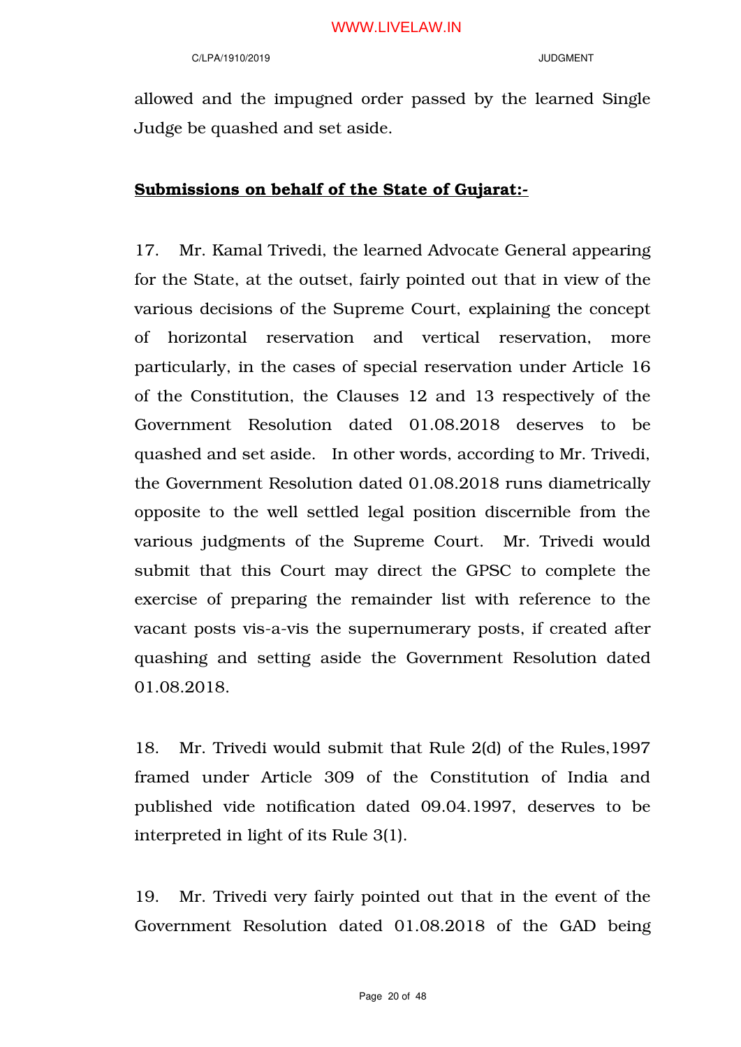allowed and the impugned order passed by the learned Single Judge be quashed and set aside.

**Submissions on behalf of the State of Gujarat:-**

17. Mr. Kamal Trivedi, the learned Advocate General appearing for the State, at the outset, fairly pointed out that in view of the various decisions of the Supreme Court, explaining the concept of horizontal reservation and vertical reservation, more particularly, in the cases of special reservation under Article 16 of the Constitution, the Clauses 12 and 13 respectively of the Government Resolution dated 01.08.2018 deserves to be quashed and set aside. In other words, according to Mr. Trivedi, the Government Resolution dated 01.08.2018 runs diametrically opposite to the well settled legal position discernible from the various judgments of the Supreme Court. Mr. Trivedi would submit that this Court may direct the GPSC to complete the exercise of preparing the remainder list with reference to the vacant posts vis-a-vis the supernumerary posts, if created after quashing and setting aside the Government Resolution dated 01.08.2018.

18. Mr. Trivedi would submit that Rule 2(d) of the Rules,1997 framed under Article 309 of the Constitution of India and published vide notification dated 09.04.1997, deserves to be interpreted in light of its Rule 3(1).

19. Mr. Trivedi very fairly pointed out that in the event of the Government Resolution dated 01.08.2018 of the GAD being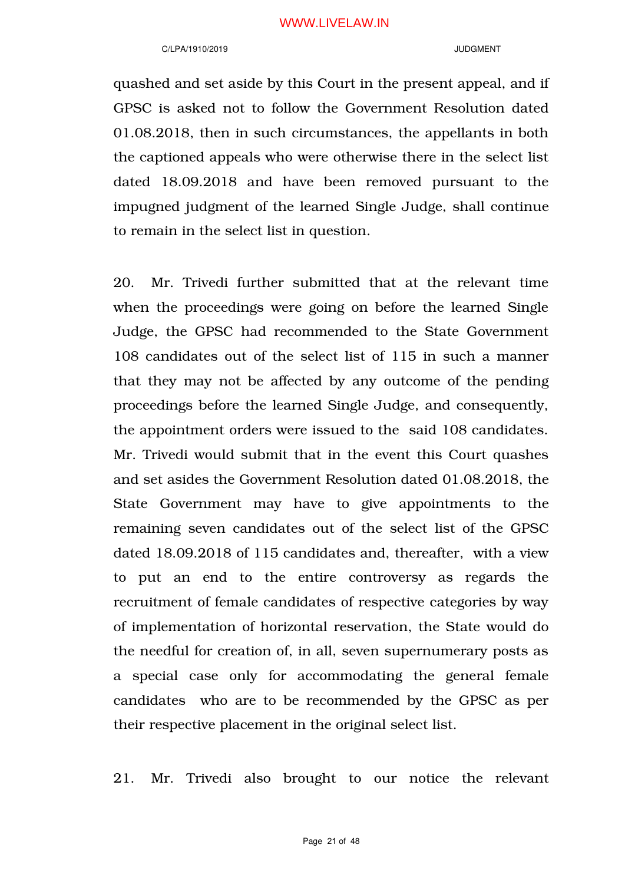quashed and set aside by this Court in the present appeal, and if GPSC is asked not to follow the Government Resolution dated 01.08.2018, then in such circumstances, the appellants in both the captioned appeals who were otherwise there in the select list dated 18.09.2018 and have been removed pursuant to the impugned judgment of the learned Single Judge, shall continue to remain in the select list in question.

20. Mr. Trivedi further submitted that at the relevant time when the proceedings were going on before the learned Single Judge, the GPSC had recommended to the State Government 108 candidates out of the select list of 115 in such a manner that they may not be affected by any outcome of the pending proceedings before the learned Single Judge, and consequently, the appointment orders were issued to the said 108 candidates. Mr. Trivedi would submit that in the event this Court quashes and set asides the Government Resolution dated 01.08.2018, the State Government may have to give appointments to the remaining seven candidates out of the select list of the GPSC dated 18.09.2018 of 115 candidates and, thereafter, with a view to put an end to the entire controversy as regards the recruitment of female candidates of respective categories by way of implementation of horizontal reservation, the State would do the needful for creation of, in all, seven supernumerary posts as a special case only for accommodating the general female candidates who are to be recommended by the GPSC as per their respective placement in the original select list.

21. Mr. Trivedi also brought to our notice the relevant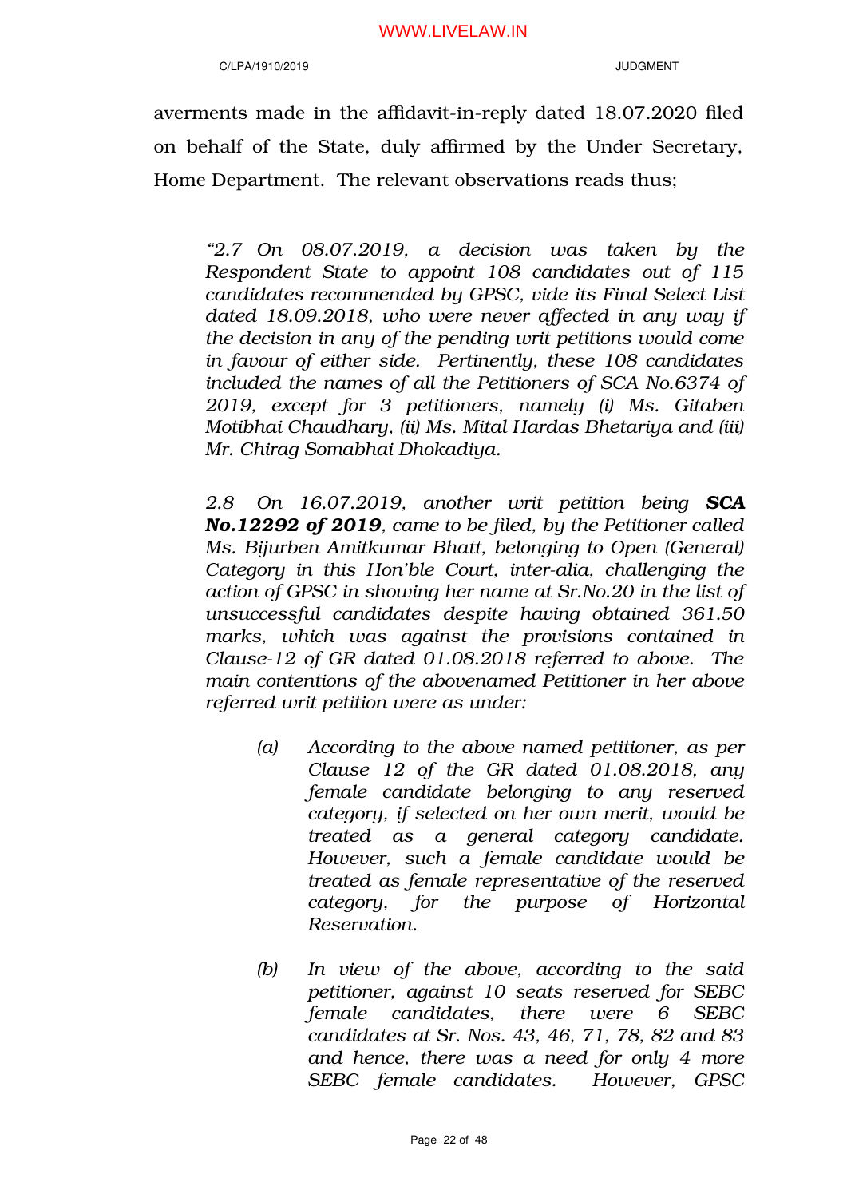averments made in the affidavit-in-reply dated 18.07.2020 filed on behalf of the State, duly affirmed by the Under Secretary, Home Department. The relevant observations reads thus;

> *"2.7 On 08.07.2019, a decision was taken by the Respondent State to appoint 108 candidates out of 115 candidates recommended by GPSC, vide its Final Select List dated 18.09.2018, who were never affected in any way if the decision in any of the pending writ petitions would come in favour of either side. Pertinently, these 108 candidates included the names of all the Petitioners of SCA No.6374 of 2019, except for 3 petitioners, namely (i) Ms. Gitaben Motibhai Chaudhary, (ii) Ms. Mital Hardas Bhetariya and (iii) Mr. Chirag Somabhai Dhokadiya.*
>
> *2.8 On 16.07.2019, another writ petition being **SCA No.12292 of 2019**, came to be filed, by the Petitioner called Ms. Bijurben Amitkumar Bhatt, belonging to Open (General) Category in this Hon'ble Court, inter-alia, challenging the action of GPSC in showing her name at Sr.No.20 in the list of unsuccessful candidates despite having obtained 361.50 marks, which was against the provisions contained in Clause-12 of GR dated 01.08.2018 referred to above. The main contentions of the abovenamed Petitioner in her above referred writ petition were as under:*
>
> > *(a) According to the above named petitioner, as per Clause 12 of the GR dated 01.08.2018, any female candidate belonging to any reserved category, if selected on her own merit, would be treated as a general category candidate. However, such a female candidate would be treated as female representative of the reserved category, for the purpose of Horizontal Reservation.*
> >
> > *(b) In view of the above, according to the said petitioner, against 10 seats reserved for SEBC female candidates, there were 6 SEBC candidates at Sr. Nos. 43, 46, 71, 78, 82 and 83 and hence, there was a need for only 4 more SEBC female candidates. However, GPSC*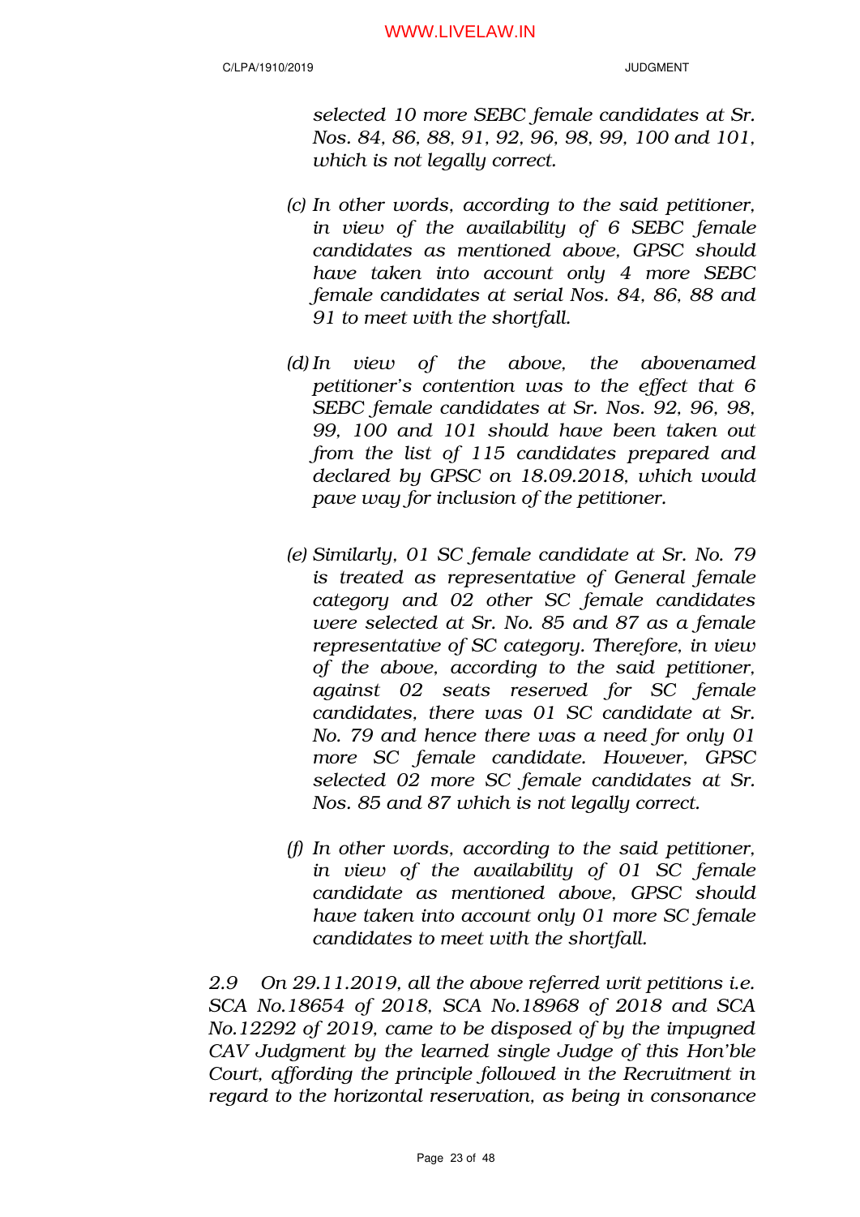*selected 10 more SEBC female candidates at Sr. Nos. 84, 86, 88, 91, 92, 96, 98, 99, 100 and 101, which is not legally correct.*

*(c) In other words, according to the said petitioner, in view of the availability of 6 SEBC female candidates as mentioned above, GPSC should have taken into account only 4 more SEBC female candidates at serial Nos. 84, 86, 88 and 91 to meet with the shortfall.*

*(d) In view of the above, the abovenamed petitioner's contention was to the effect that 6 SEBC female candidates at Sr. Nos. 92, 96, 98, 99, 100 and 101 should have been taken out from the list of 115 candidates prepared and declared by GPSC on 18.09.2018, which would pave way for inclusion of the petitioner.*

*(e) Similarly, 01 SC female candidate at Sr. No. 79 is treated as representative of General female category and 02 other SC female candidates were selected at Sr. No. 85 and 87 as a female representative of SC category. Therefore, in view of the above, according to the said petitioner, against 02 seats reserved for SC female candidates, there was 01 SC candidate at Sr. No. 79 and hence there was a need for only 01 more SC female candidate. However, GPSC selected 02 more SC female candidates at Sr. Nos. 85 and 87 which is not legally correct.*

*(f) In other words, according to the said petitioner, in view of the availability of 01 SC female candidate as mentioned above, GPSC should have taken into account only 01 more SC female candidates to meet with the shortfall.*

*2.9 On 29.11.2019, all the above referred writ petitions i.e. SCA No.18654 of 2018, SCA No.18968 of 2018 and SCA No.12292 of 2019, came to be disposed of by the impugned CAV Judgment by the learned single Judge of this Hon'ble Court, affording the principle followed in the Recruitment in regard to the horizontal reservation, as being in consonance*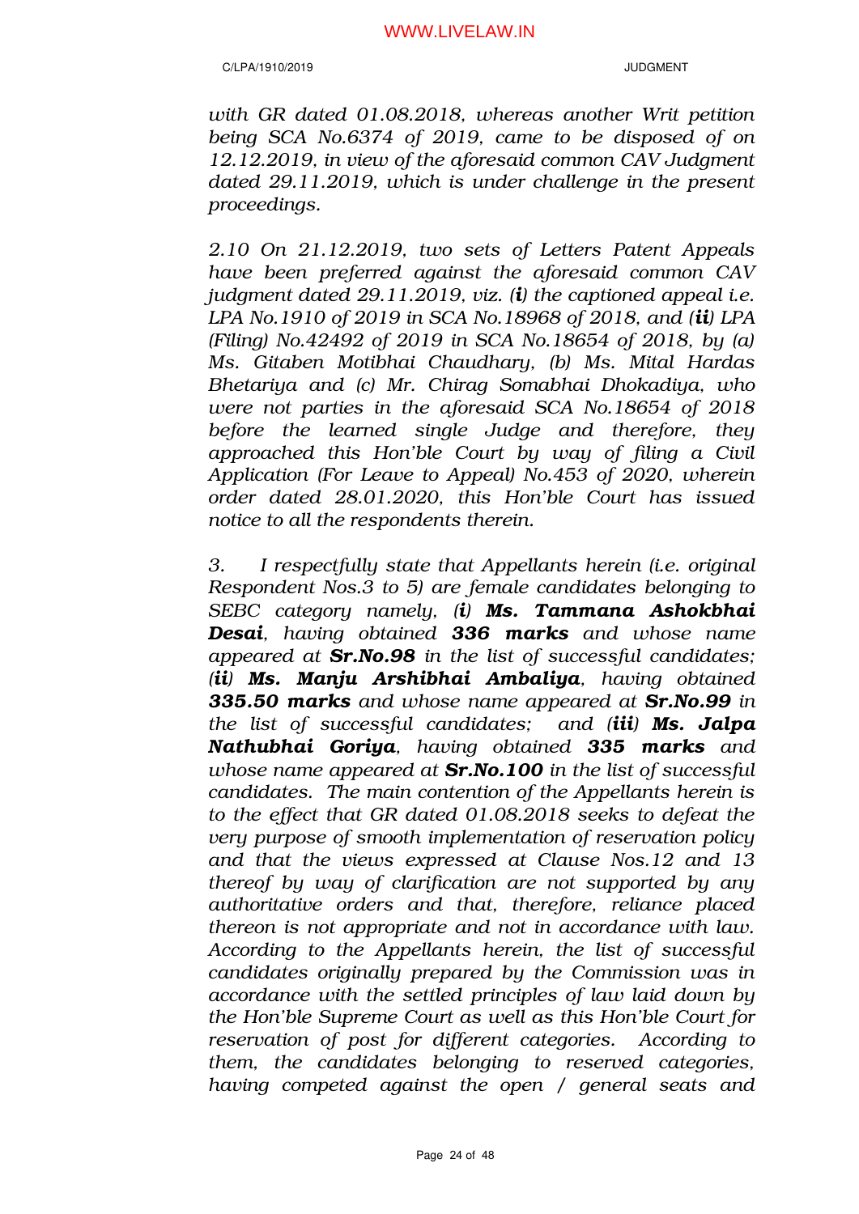*with GR dated 01.08.2018, whereas another Writ petition being SCA No.6374 of 2019, came to be disposed of on 12.12.2019, in view of the aforesaid common CAV Judgment dated 29.11.2019, which is under challenge in the present proceedings.*

*2.10 On 21.12.2019, two sets of Letters Patent Appeals have been preferred against the aforesaid common CAV judgment dated 29.11.2019, viz. (**i**) the captioned appeal i.e. LPA No.1910 of 2019 in SCA No.18968 of 2018, and (**ii**) LPA (Filing) No.42492 of 2019 in SCA No.18654 of 2018, by (a) Ms. Gitaben Motibhai Chaudhary, (b) Ms. Mital Hardas Bhetariya and (c) Mr. Chirag Somabhai Dhokadiya, who were not parties in the aforesaid SCA No.18654 of 2018 before the learned single Judge and therefore, they approached this Hon'ble Court by way of filing a Civil Application (For Leave to Appeal) No.453 of 2020, wherein order dated 28.01.2020, this Hon'ble Court has issued notice to all the respondents therein.*

*3. I respectfully state that Appellants herein (i.e. original Respondent Nos.3 to 5) are female candidates belonging to SEBC category namely, (**i**) **Ms. Tammana Ashokbhai Desai**, having obtained **336 marks** and whose name appeared at **Sr.No.98** in the list of successful candidates; (**ii**) **Ms. Manju Arshibhai Ambaliya**, having obtained **335.50 marks** and whose name appeared at **Sr.No.99** in the list of successful candidates; and (**iii**) **Ms. Jalpa Nathubhai Goriya**, having obtained **335 marks** and whose name appeared at **Sr.No.100** in the list of successful candidates. The main contention of the Appellants herein is to the effect that GR dated 01.08.2018 seeks to defeat the very purpose of smooth implementation of reservation policy and that the views expressed at Clause Nos.12 and 13 thereof by way of clarification are not supported by any authoritative orders and that, therefore, reliance placed thereon is not appropriate and not in accordance with law. According to the Appellants herein, the list of successful candidates originally prepared by the Commission was in accordance with the settled principles of law laid down by the Hon'ble Supreme Court as well as this Hon'ble Court for reservation of post for different categories. According to them, the candidates belonging to reserved categories, having competed against the open / general seats and*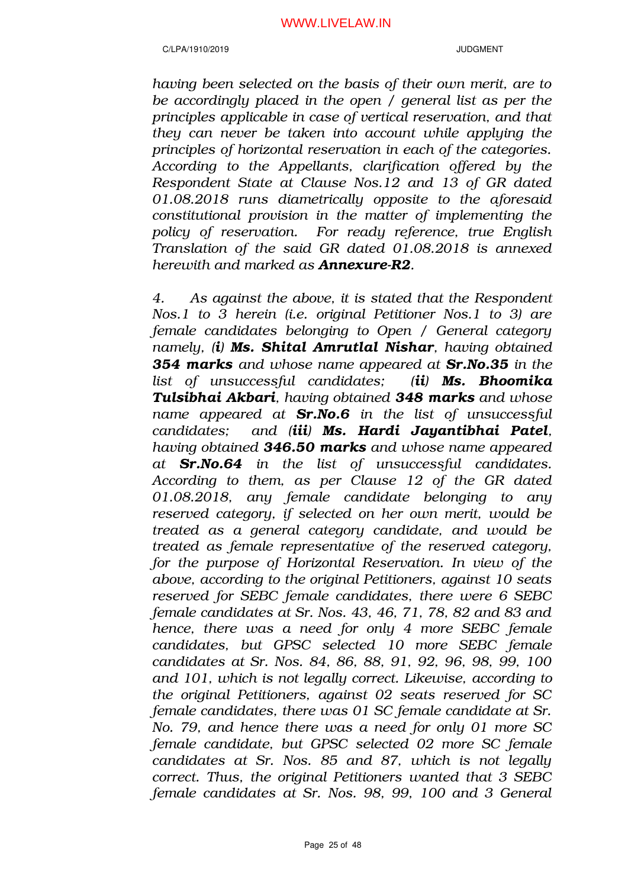*having been selected on the basis of their own merit, are to be accordingly placed in the open / general list as per the principles applicable in case of vertical reservation, and that they can never be taken into account while applying the principles of horizontal reservation in each of the categories. According to the Appellants, clarification offered by the Respondent State at Clause Nos.12 and 13 of GR dated 01.08.2018 runs diametrically opposite to the aforesaid constitutional provision in the matter of implementing the policy of reservation. For ready reference, true English Translation of the said GR dated 01.08.2018 is annexed herewith and marked as **Annexure-R2**.*

*4. As against the above, it is stated that the Respondent Nos.1 to 3 herein (i.e. original Petitioner Nos.1 to 3) are female candidates belonging to Open / General category namely, **(i) Ms. Shital Amrutlal Nishar**, having obtained **354 marks** and whose name appeared at **Sr.No.35** in the list of unsuccessful candidates; **(ii) Ms. Bhoomika Tulsibhai Akbari**, having obtained **348 marks** and whose name appeared at **Sr.No.6** in the list of unsuccessful candidates; and **(iii) Ms. Hardi Jayantibhai Patel**, having obtained **346.50 marks** and whose name appeared at **Sr.No.64** in the list of unsuccessful candidates. According to them, as per Clause 12 of the GR dated 01.08.2018, any female candidate belonging to any reserved category, if selected on her own merit, would be treated as a general category candidate, and would be treated as female representative of the reserved category, for the purpose of Horizontal Reservation. In view of the above, according to the original Petitioners, against 10 seats reserved for SEBC female candidates, there were 6 SEBC female candidates at Sr. Nos. 43, 46, 71, 78, 82 and 83 and hence, there was a need for only 4 more SEBC female candidates, but GPSC selected 10 more SEBC female candidates at Sr. Nos. 84, 86, 88, 91, 92, 96, 98, 99, 100 and 101, which is not legally correct. Likewise, according to the original Petitioners, against 02 seats reserved for SC female candidates, there was 01 SC female candidate at Sr. No. 79, and hence there was a need for only 01 more SC female candidate, but GPSC selected 02 more SC female candidates at Sr. Nos. 85 and 87, which is not legally correct. Thus, the original Petitioners wanted that 3 SEBC female candidates at Sr. Nos. 98, 99, 100 and 3 General*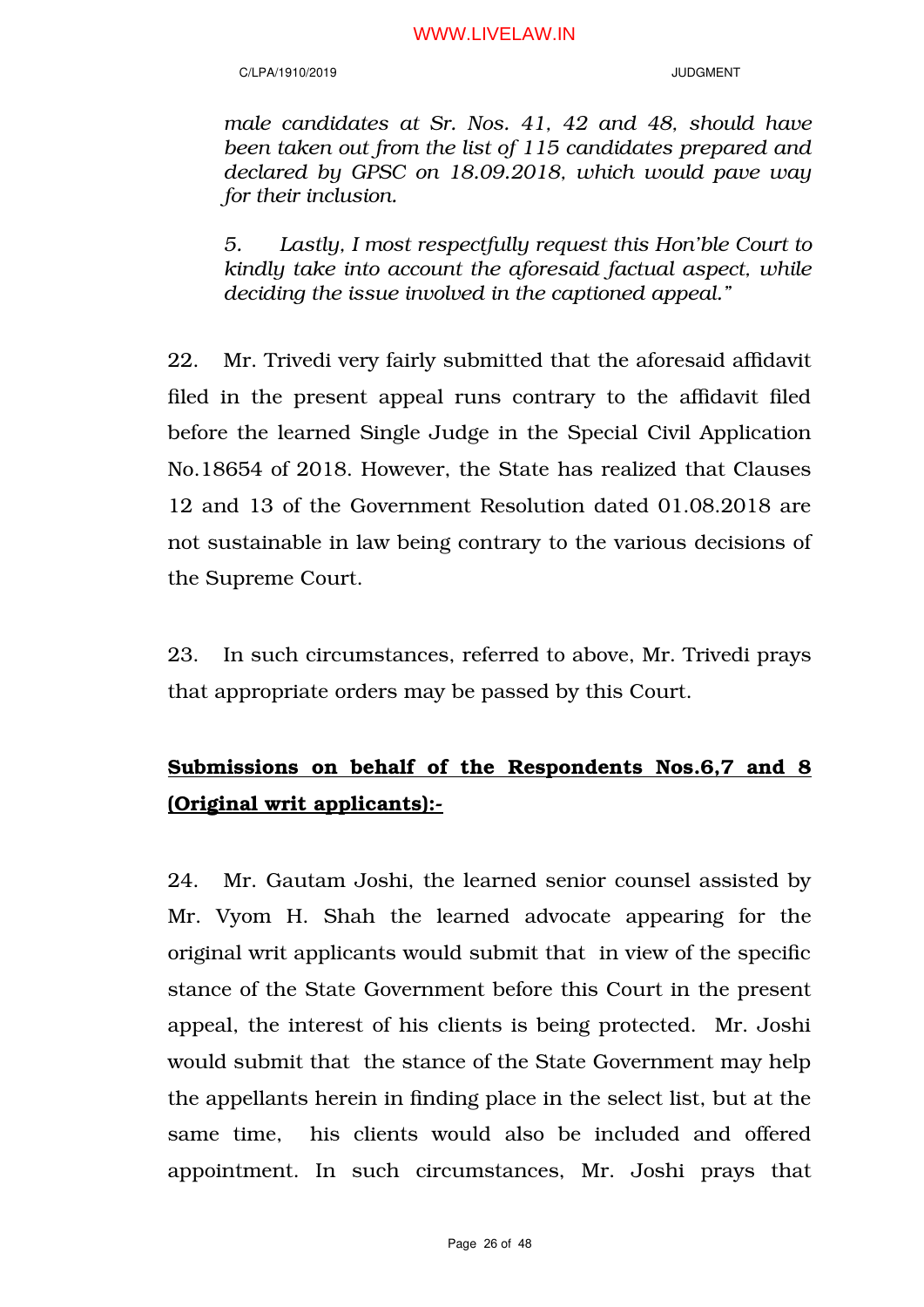*male candidates at Sr. Nos. 41, 42 and 48, should have been taken out from the list of 115 candidates prepared and declared by GPSC on 18.09.2018, which would pave way for their inclusion.*

*5. Lastly, I most respectfully request this Hon'ble Court to kindly take into account the aforesaid factual aspect, while deciding the issue involved in the captioned appeal."*

22. Mr. Trivedi very fairly submitted that the aforesaid affidavit filed in the present appeal runs contrary to the affidavit filed before the learned Single Judge in the Special Civil Application No.18654 of 2018. However, the State has realized that Clauses 12 and 13 of the Government Resolution dated 01.08.2018 are not sustainable in law being contrary to the various decisions of the Supreme Court.

23. In such circumstances, referred to above, Mr. Trivedi prays that appropriate orders may be passed by this Court.

**<u>Submissions on behalf of the Respondents Nos.6,7 and 8 (Original writ applicants):-</u>**

24. Mr. Gautam Joshi, the learned senior counsel assisted by Mr. Vyom H. Shah the learned advocate appearing for the original writ applicants would submit that in view of the specific stance of the State Government before this Court in the present appeal, the interest of his clients is being protected. Mr. Joshi would submit that the stance of the State Government may help the appellants herein in finding place in the select list, but at the same time, his clients would also be included and offered appointment. In such circumstances, Mr. Joshi prays that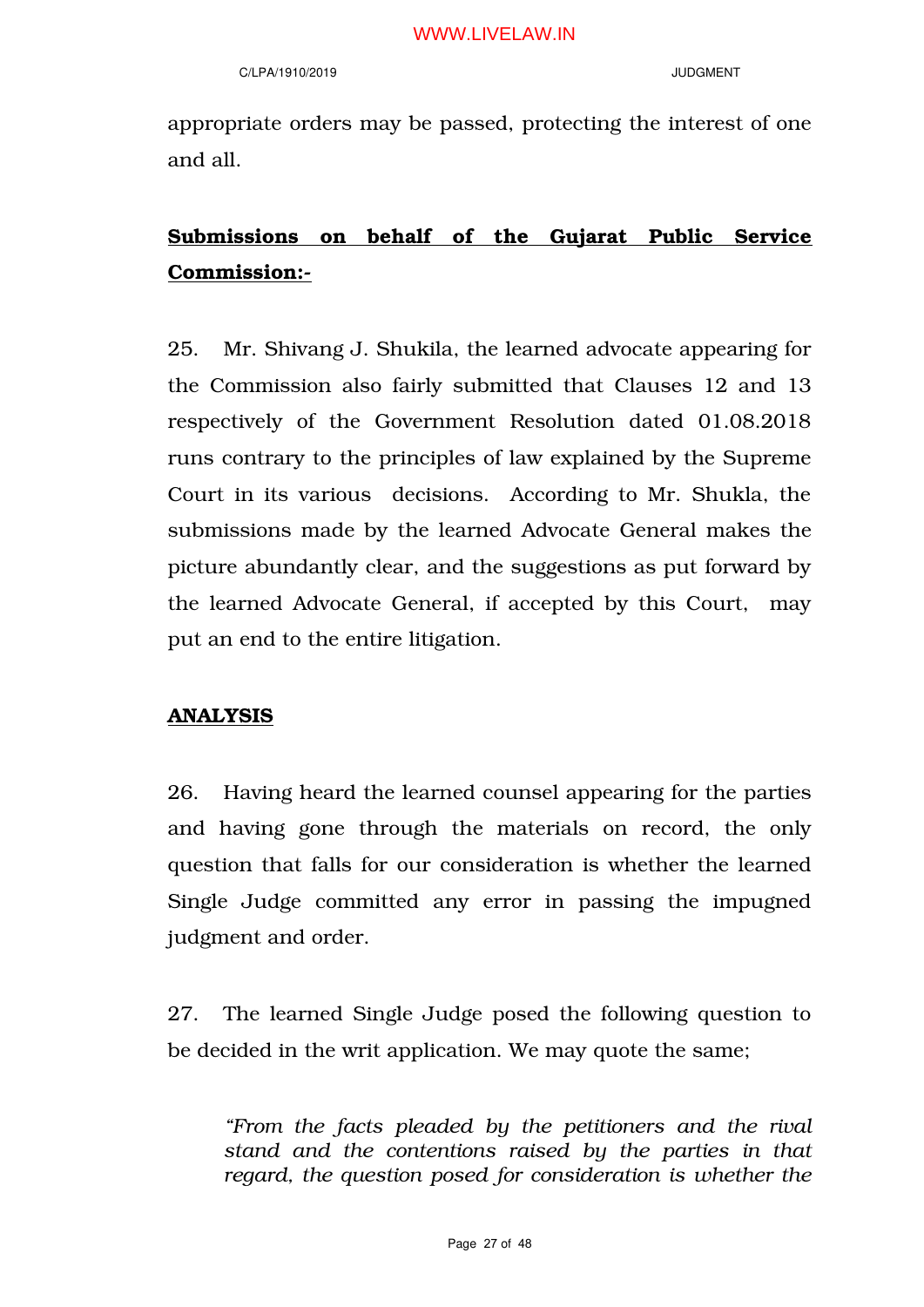appropriate orders may be passed, protecting the interest of one and all.

**Submissions on behalf of the Gujarat Public Service Commission:-**

25. Mr. Shivang J. Shukila, the learned advocate appearing for the Commission also fairly submitted that Clauses 12 and 13 respectively of the Government Resolution dated 01.08.2018 runs contrary to the principles of law explained by the Supreme Court in its various decisions. According to Mr. Shukla, the submissions made by the learned Advocate General makes the picture abundantly clear, and the suggestions as put forward by the learned Advocate General, if accepted by this Court, may put an end to the entire litigation.

**ANALYSIS**

26. Having heard the learned counsel appearing for the parties and having gone through the materials on record, the only question that falls for our consideration is whether the learned Single Judge committed any error in passing the impugned judgment and order.

27. The learned Single Judge posed the following question to be decided in the writ application. We may quote the same;

> *"From the facts pleaded by the petitioners and the rival stand and the contentions raised by the parties in that regard, the question posed for consideration is whether the*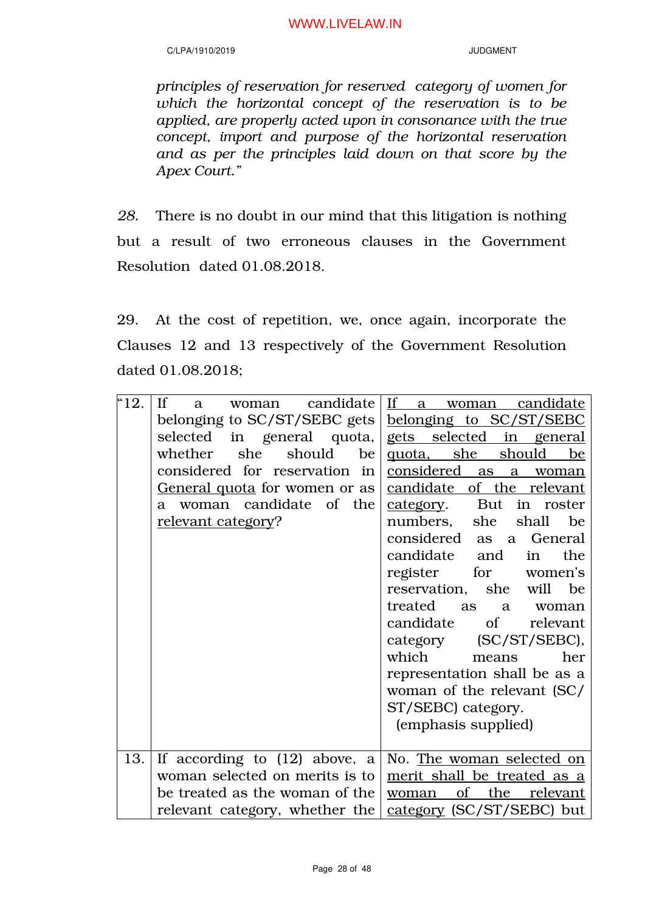*principles of reservation for reserved category of women for which the horizontal concept of the reservation is to be applied, are properly acted upon in consonance with the true concept, import and purpose of the horizontal reservation and as per the principles laid down on that score by the Apex Court."*

*28.* There is no doubt in our mind that this litigation is nothing but a result of two erroneous clauses in the Government Resolution dated 01.08.2018.

29. At the cost of repetition, we, once again, incorporate the Clauses 12 and 13 respectively of the Government Resolution dated 01.08.2018;

| | | |
|---|---|---|
| "12. | If a woman candidate belonging to SC/ST/SEBC gets selected in general quota, whether she should be considered for reservation in <u>General quota</u> for women or as a woman candidate of the <u>relevant category</u>? | <u>If a woman candidate belonging to SC/ST/SEBC gets selected in general quota, she should be considered as a woman candidate of the relevant category</u>. But in roster numbers, she shall be considered as a General candidate and in the register for women's reservation, she will be treated as a woman candidate of relevant category (SC/ST/SEBC), which means her representation shall be as a woman of the relevant (SC/ ST/SEBC) category. (emphasis supplied) |
| 13. | If according to (12) above, a woman selected on merits is to be treated as the woman of the relevant category, whether the | No. <u>The woman selected on merit shall be treated as a woman of the relevant category</u> (SC/ST/SEBC) but |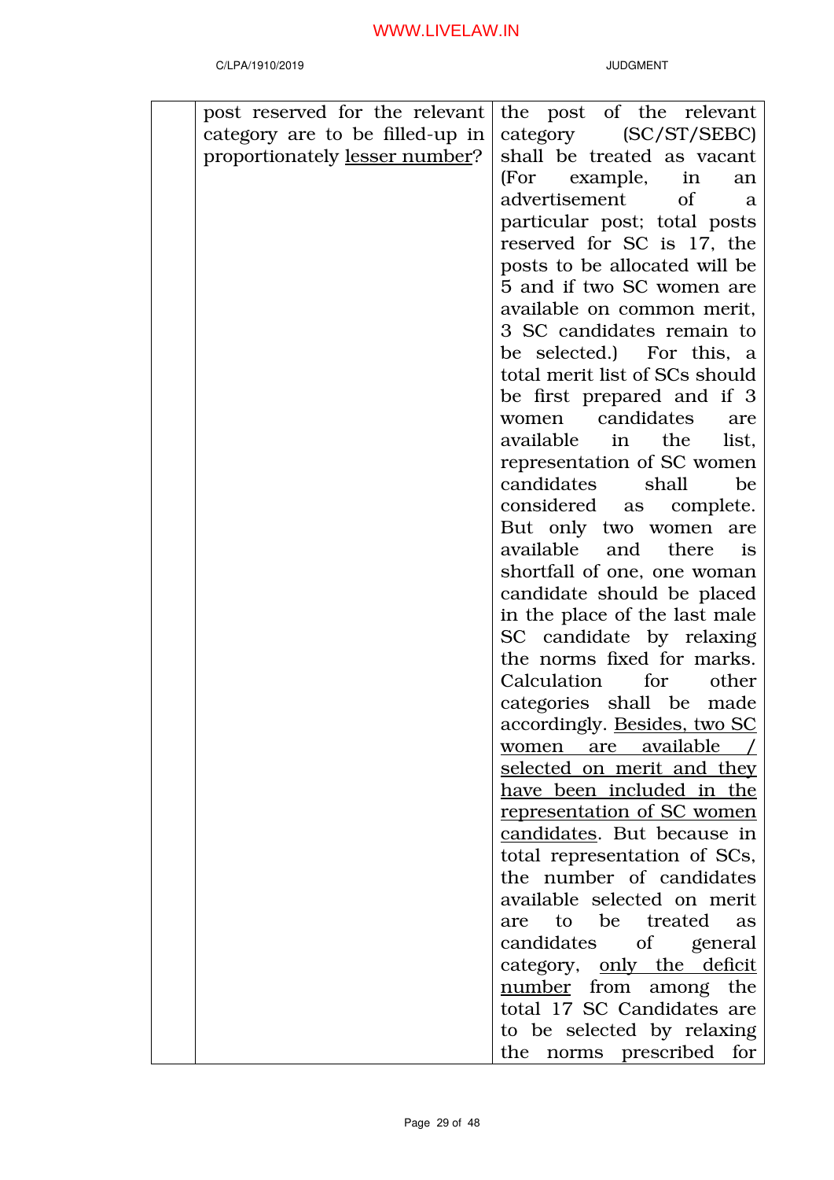| | | |
|---|---|---|
| | post reserved for the relevant category are to be filled-up in proportionately <u>lesser number</u>? | the post of the relevant category (SC/ST/SEBC) shall be treated as vacant (For example, in an advertisement of a particular post; total posts reserved for SC is 17, the posts to be allocated will be 5 and if two SC women are available on common merit, 3 SC candidates remain to be selected.) For this, a total merit list of SCs should be first prepared and if 3 women candidates are available in the list, representation of SC women candidates shall be considered as complete. But only two women are available and there is shortfall of one, one woman candidate should be placed in the place of the last male SC candidate by relaxing the norms fixed for marks. Calculation for other categories shall be made accordingly. <u>Besides, two SC women are available / selected on merit and they have been included in the representation of SC women candidates</u>. But because in total representation of SCs, the number of candidates available selected on merit are to be treated as candidates of general category, <u>only the deficit number</u> from among the total 17 SC Candidates are to be selected by relaxing the norms prescribed for |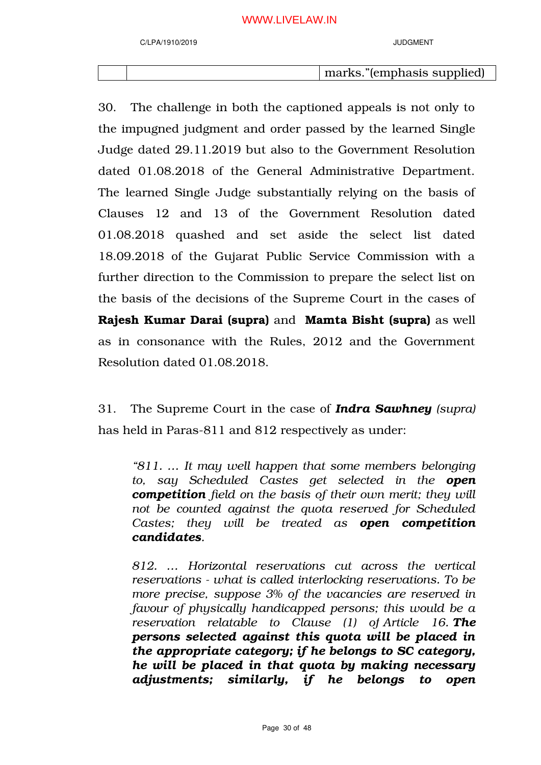| | | marks."(emphasis supplied) |
|---|---|---|

30. The challenge in both the captioned appeals is not only to the impugned judgment and order passed by the learned Single Judge dated 29.11.2019 but also to the Government Resolution dated 01.08.2018 of the General Administrative Department. The learned Single Judge substantially relying on the basis of Clauses 12 and 13 of the Government Resolution dated 01.08.2018 quashed and set aside the select list dated 18.09.2018 of the Gujarat Public Service Commission with a further direction to the Commission to prepare the select list on the basis of the decisions of the Supreme Court in the cases of **Rajesh Kumar Darai (supra)** and **Mamta Bisht (supra)** as well as in consonance with the Rules, 2012 and the Government Resolution dated 01.08.2018.

31. The Supreme Court in the case of ***Indra Sawhney*** *(supra)* has held in Paras-811 and 812 respectively as under:

> *"811. ... It may well happen that some members belonging to, say Scheduled Castes get selected in the **open competition** field on the basis of their own merit; they will not be counted against the quota reserved for Scheduled Castes; they will be treated as **open competition candidates**.*
>
> *812. ... Horizontal reservations cut across the vertical reservations - what is called interlocking reservations. To be more precise, suppose 3% of the vacancies are reserved in favour of physically handicapped persons; this would be a reservation relatable to Clause (1) of Article 16. **The persons selected against this quota will be placed in the appropriate category; if he belongs to SC category, he will be placed in that quota by making necessary adjustments; similarly, if he belongs to open***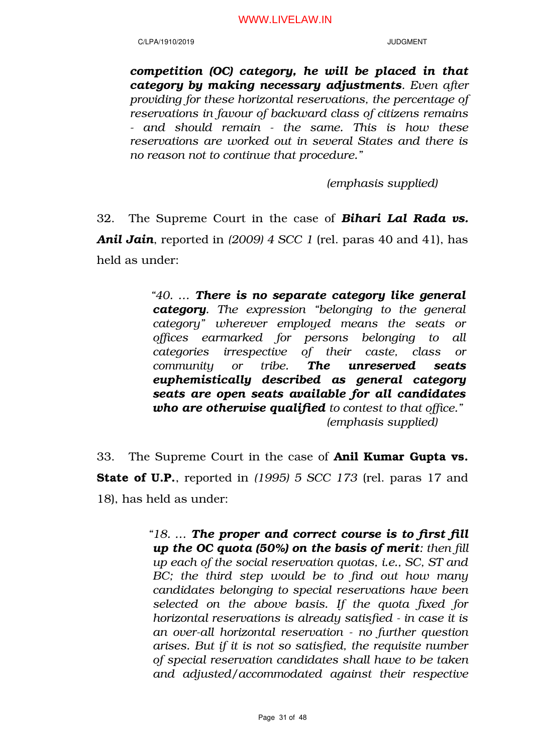> ***competition (OC) category, he will be placed in that category by making necessary adjustments**. Even after providing for these horizontal reservations, the percentage of reservations in favour of backward class of citizens remains - and should remain - the same. This is how these reservations are worked out in several States and there is no reason not to continue that procedure."*
>
> *(emphasis supplied)*

32. The Supreme Court in the case of ***Bihari Lal Rada vs. Anil Jain***, reported in *(2009) 4 SCC 1* (rel. paras 40 and 41), has held as under:

> *"40. … **There is no separate category like general category**. The expression "belonging to the general category" wherever employed means the seats or offices earmarked for persons belonging to all categories irrespective of their caste, class or community or tribe. **The unreserved seats euphemistically described as general category seats are open seats available for all candidates who are otherwise qualified** to contest to that office."*
>
> *(emphasis supplied)*

33. The Supreme Court in the case of **Anil Kumar Gupta vs. State of U.P.**, reported in *(1995) 5 SCC 173* (rel. paras 17 and 18), has held as under:

> *"18. … **The proper and correct course is to first fill up the OC quota (50%) on the basis of merit**: then fill up each of the social reservation quotas, i.e., SC, ST and BC; the third step would be to find out how many candidates belonging to special reservations have been selected on the above basis. If the quota fixed for horizontal reservations is already satisfied - in case it is an over-all horizontal reservation - no further question arises. But if it is not so satisfied, the requisite number of special reservation candidates shall have to be taken and adjusted/accommodated against their respective*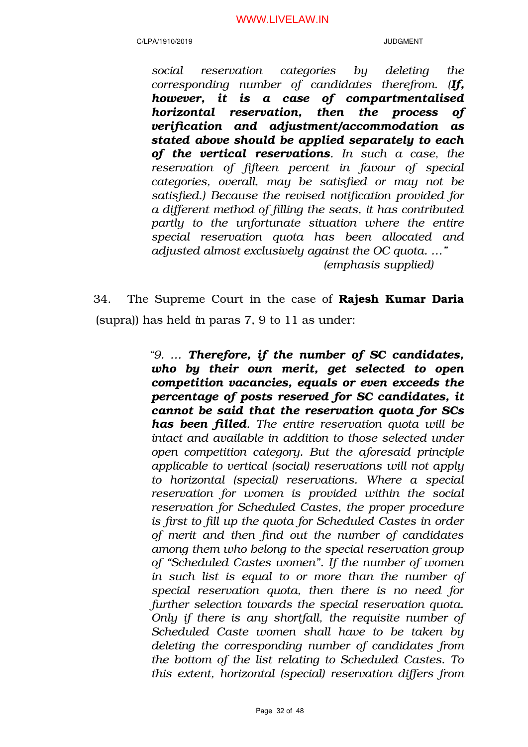> *social reservation categories by deleting the corresponding number of candidates therefrom. (**If, however, it is a case of compartmentalised horizontal reservation, then the process of verification and adjustment/accommodation as stated above should be applied separately to each of the vertical reservations**. In such a case, the reservation of fifteen percent in favour of special categories, overall, may be satisfied or may not be satisfied.) Because the revised notification provided for a different method of filling the seats, it has contributed partly to the unfortunate situation where the entire special reservation quota has been allocated and adjusted almost exclusively against the OC quota. ..."*
>
> *(emphasis supplied)*

34. The Supreme Court in the case of **Rajesh Kumar Daria** (supra)) has held in paras 7, 9 to 11 as under:

> *"9. ... **Therefore, if the number of SC candidates, who by their own merit, get selected to open competition vacancies, equals or even exceeds the percentage of posts reserved for SC candidates, it cannot be said that the reservation quota for SCs has been filled**. The entire reservation quota will be intact and available in addition to those selected under open competition category. But the aforesaid principle applicable to vertical (social) reservations will not apply to horizontal (special) reservations. Where a special reservation for women is provided within the social reservation for Scheduled Castes, the proper procedure is first to fill up the quota for Scheduled Castes in order of merit and then find out the number of candidates among them who belong to the special reservation group of "Scheduled Castes women". If the number of women in such list is equal to or more than the number of special reservation quota, then there is no need for further selection towards the special reservation quota. Only if there is any shortfall, the requisite number of Scheduled Caste women shall have to be taken by deleting the corresponding number of candidates from the bottom of the list relating to Scheduled Castes. To this extent, horizontal (special) reservation differs from*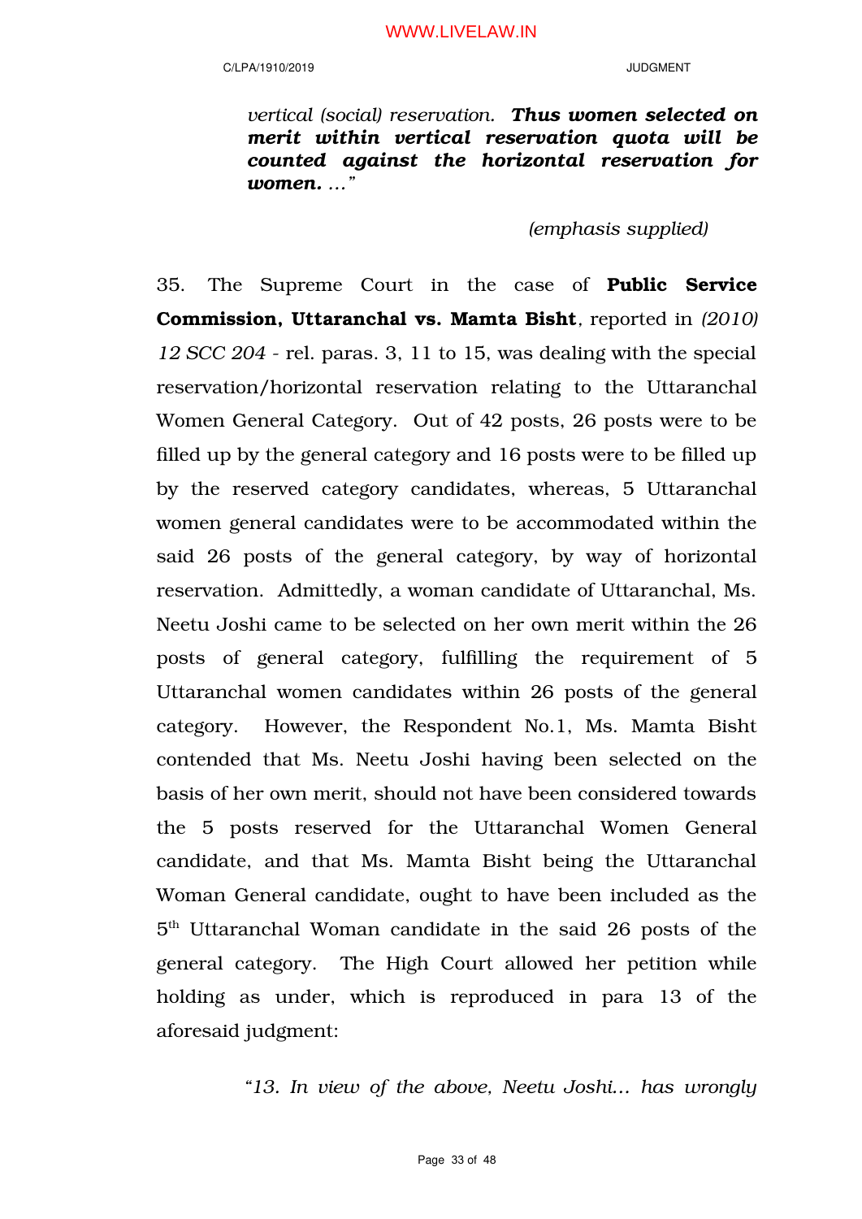*vertical (social) reservation.* ***Thus women selected on merit within vertical reservation quota will be counted against the horizontal reservation for women.*** *..."*

*(emphasis supplied)*

35. The Supreme Court in the case of **Public Service Commission, Uttaranchal vs. Mamta Bisht**, reported in *(2010) 12 SCC 204* - rel. paras. 3, 11 to 15, was dealing with the special reservation/horizontal reservation relating to the Uttaranchal Women General Category. Out of 42 posts, 26 posts were to be filled up by the general category and 16 posts were to be filled up by the reserved category candidates, whereas, 5 Uttaranchal women general candidates were to be accommodated within the said 26 posts of the general category, by way of horizontal reservation. Admittedly, a woman candidate of Uttaranchal, Ms. Neetu Joshi came to be selected on her own merit within the 26 posts of general category, fulfilling the requirement of 5 Uttaranchal women candidates within 26 posts of the general category. However, the Respondent No.1, Ms. Mamta Bisht contended that Ms. Neetu Joshi having been selected on the basis of her own merit, should not have been considered towards the 5 posts reserved for the Uttaranchal Women General candidate, and that Ms. Mamta Bisht being the Uttaranchal Woman General candidate, ought to have been included as the 5th Uttaranchal Woman candidate in the said 26 posts of the general category. The High Court allowed her petition while holding as under, which is reproduced in para 13 of the aforesaid judgment:

*"13. In view of the above, Neetu Joshi... has wrongly*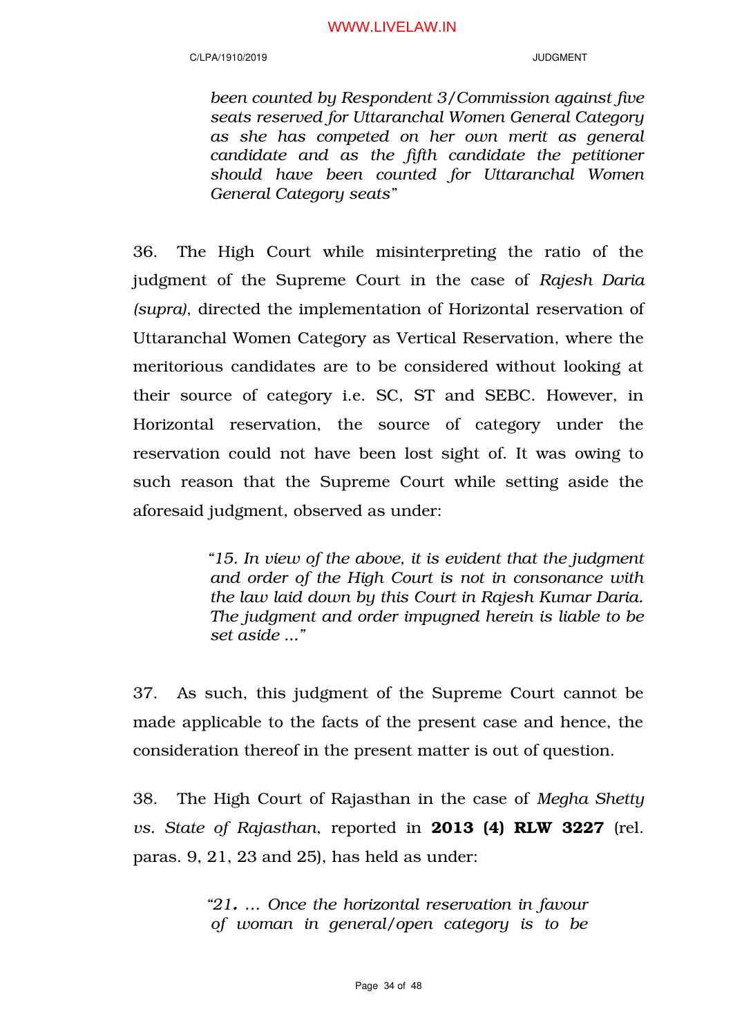> *been counted by Respondent 3/Commission against five seats reserved for Uttaranchal Women General Category as she has competed on her own merit as general candidate and as the fifth candidate the petitioner should have been counted for Uttaranchal Women General Category seats"*

36. The High Court while misinterpreting the ratio of the judgment of the Supreme Court in the case of *Rajesh Daria (supra)*, directed the implementation of Horizontal reservation of Uttaranchal Women Category as Vertical Reservation, where the meritorious candidates are to be considered without looking at their source of category i.e. SC, ST and SEBC. However, in Horizontal reservation, the source of category under the reservation could not have been lost sight of. It was owing to such reason that the Supreme Court while setting aside the aforesaid judgment, observed as under:

> *"15. In view of the above, it is evident that the judgment and order of the High Court is not in consonance with the law laid down by this Court in Rajesh Kumar Daria. The judgment and order impugned herein is liable to be set aside ..."*

37. As such, this judgment of the Supreme Court cannot be made applicable to the facts of the present case and hence, the consideration thereof in the present matter is out of question.

38. The High Court of Rajasthan in the case of *Megha Shetty vs. State of Rajasthan*, reported in **2013 (4) RLW 3227** (rel. paras. 9, 21, 23 and 25), has held as under:

> *"21. ... Once the horizontal reservation in favour of woman in general/open category is to be*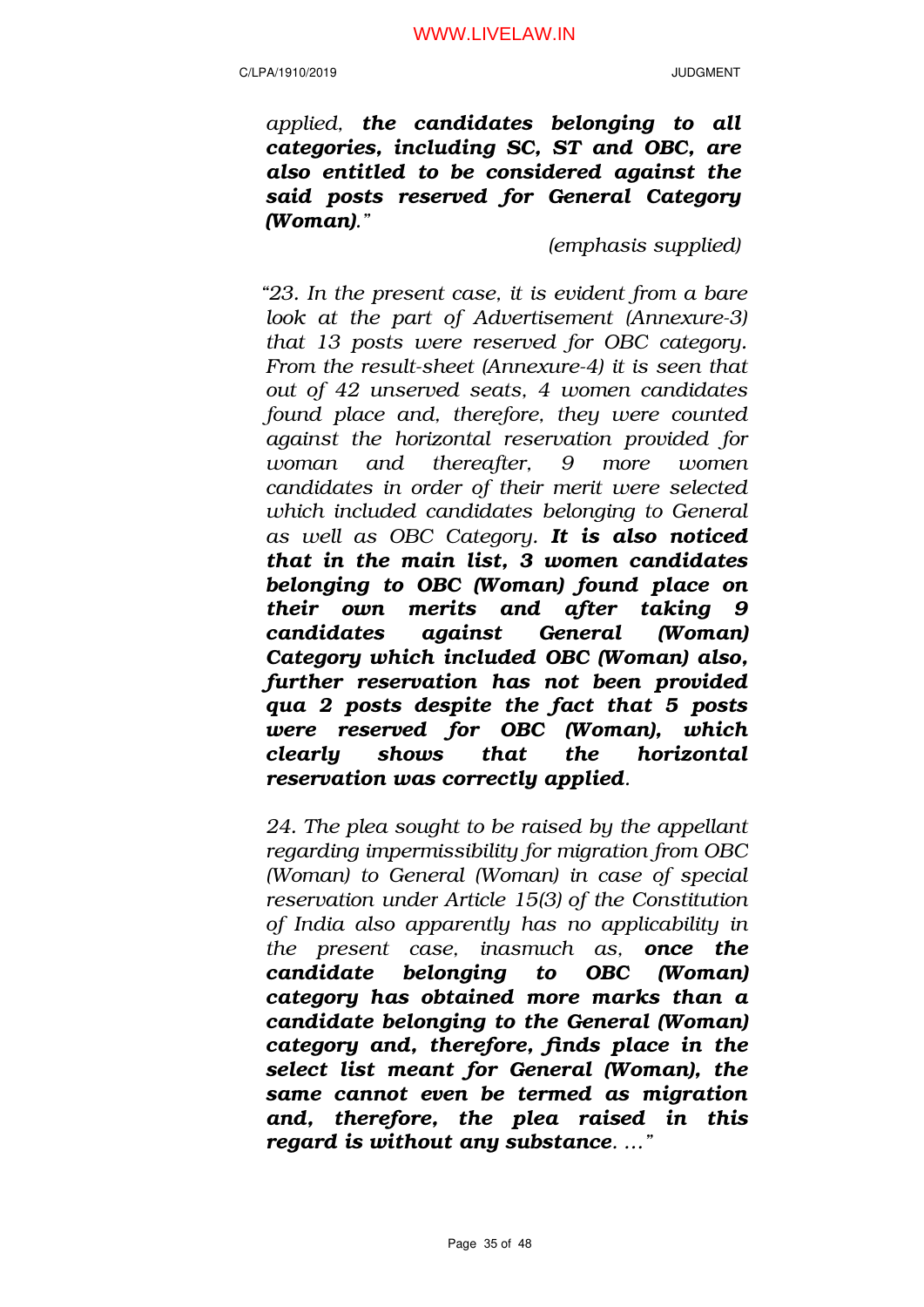*applied, **the candidates belonging to all categories, including SC, ST and OBC, are also entitled to be considered against the said posts reserved for General Category (Woman).**"*

*(emphasis supplied)*

*"23. In the present case, it is evident from a bare look at the part of Advertisement (Annexure-3) that 13 posts were reserved for OBC category. From the result-sheet (Annexure-4) it is seen that out of 42 unserved seats, 4 women candidates found place and, therefore, they were counted against the horizontal reservation provided for woman and thereafter, 9 more women candidates in order of their merit were selected which included candidates belonging to General as well as OBC Category. **It is also noticed that in the main list, 3 women candidates belonging to OBC (Woman) found place on their own merits and after taking 9 candidates against General (Woman) Category which included OBC (Woman) also, further reservation has not been provided qua 2 posts despite the fact that 5 posts were reserved for OBC (Woman), which clearly shows that the horizontal reservation was correctly applied**.*

*24. The plea sought to be raised by the appellant regarding impermissibility for migration from OBC (Woman) to General (Woman) in case of special reservation under Article 15(3) of the Constitution of India also apparently has no applicability in the present case, inasmuch as, **once the candidate belonging to OBC (Woman) category has obtained more marks than a candidate belonging to the General (Woman) category and, therefore, finds place in the select list meant for General (Woman), the same cannot even be termed as migration and, therefore, the plea raised in this regard is without any substance**. ..."*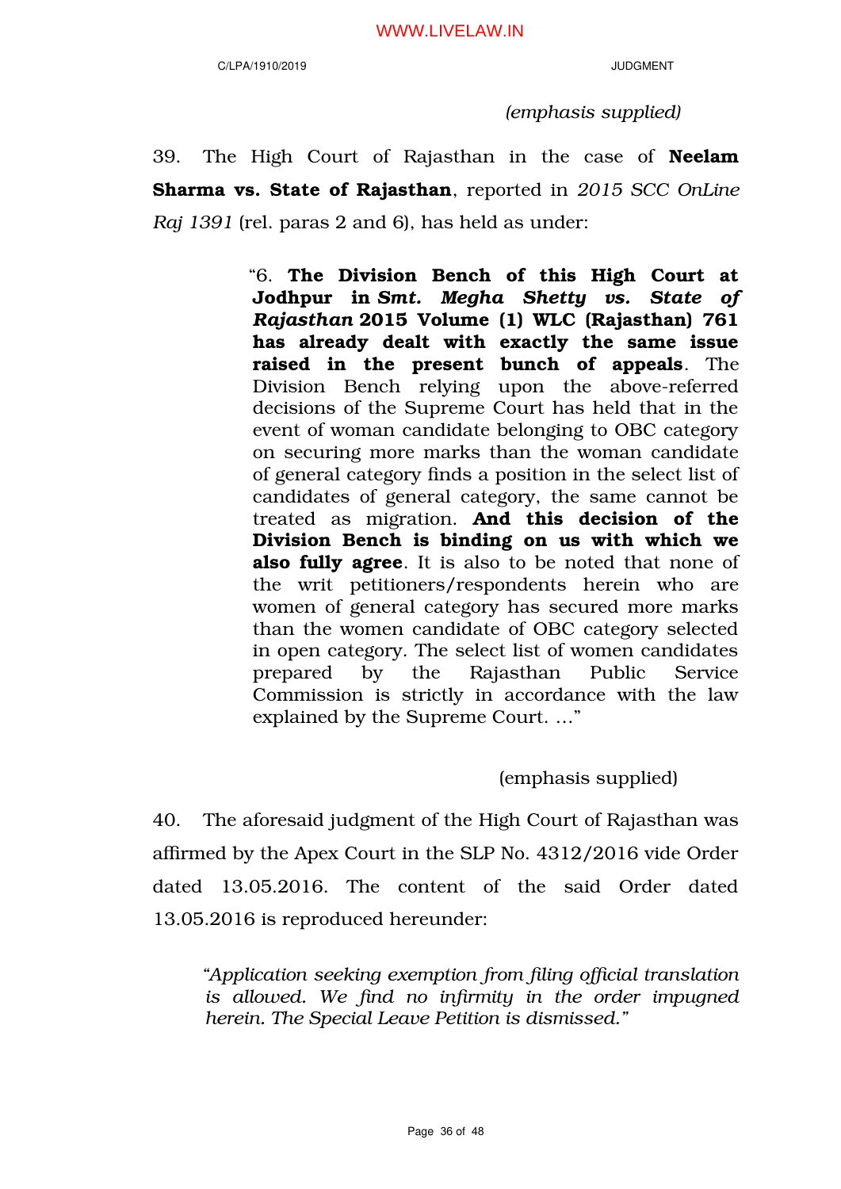*(emphasis supplied)*

39. The High Court of Rajasthan in the case of **Neelam Sharma vs. State of Rajasthan**, reported in *2015 SCC OnLine Raj 1391* (rel. paras 2 and 6), has held as under:

> "6. **The Division Bench of this High Court at Jodhpur in *Smt. Megha Shetty vs. State of Rajasthan* 2015 Volume (1) WLC (Rajasthan) 761 has already dealt with exactly the same issue raised in the present bunch of appeals**. The Division Bench relying upon the above-referred decisions of the Supreme Court has held that in the event of woman candidate belonging to OBC category on securing more marks than the woman candidate of general category finds a position in the select list of candidates of general category, the same cannot be treated as migration. **And this decision of the Division Bench is binding on us with which we also fully agree**. It is also to be noted that none of the writ petitioners/respondents herein who are women of general category has secured more marks than the women candidate of OBC category selected in open category. The select list of women candidates prepared by the Rajasthan Public Service Commission is strictly in accordance with the law explained by the Supreme Court. …"

(emphasis supplied)

40. The aforesaid judgment of the High Court of Rajasthan was affirmed by the Apex Court in the SLP No. 4312/2016 vide Order dated 13.05.2016. The content of the said Order dated 13.05.2016 is reproduced hereunder:

> *"Application seeking exemption from filing official translation is allowed. We find no infirmity in the order impugned herein. The Special Leave Petition is dismissed."*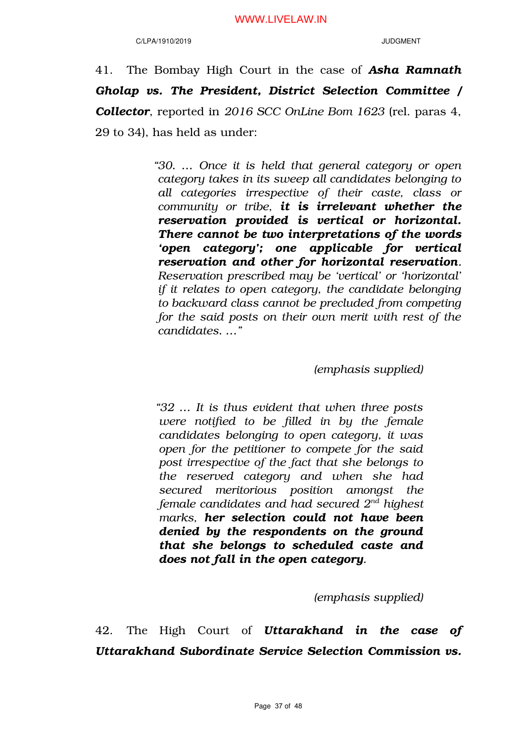41. The Bombay High Court in the case of ***Asha Ramnath Gholap vs. The President, District Selection Committee / Collector***, reported in *2016 SCC OnLine Bom 1623* (rel. paras 4, 29 to 34), has held as under:

> *"30. ... Once it is held that general category or open category takes in its sweep all candidates belonging to all categories irrespective of their caste, class or community or tribe,* ***it is irrelevant whether the reservation provided is vertical or horizontal. There cannot be two interpretations of the words 'open category'; one applicable for vertical reservation and other for horizontal reservation****. Reservation prescribed may be 'vertical' or 'horizontal' if it relates to open category, the candidate belonging to backward class cannot be precluded from competing for the said posts on their own merit with rest of the candidates. ..."*
>
> *(emphasis supplied)*

> *"32 ... It is thus evident that when three posts were notified to be filled in by the female candidates belonging to open category, it was open for the petitioner to compete for the said post irrespective of the fact that she belongs to the reserved category and when she had secured meritorious position amongst the female candidates and had secured 2nd highest marks,* ***her selection could not have been denied by the respondents on the ground that she belongs to scheduled caste and does not fall in the open category****.*
>
> *(emphasis supplied)*

42. The High Court of ***Uttarakhand in the case of Uttarakhand Subordinate Service Selection Commission vs.***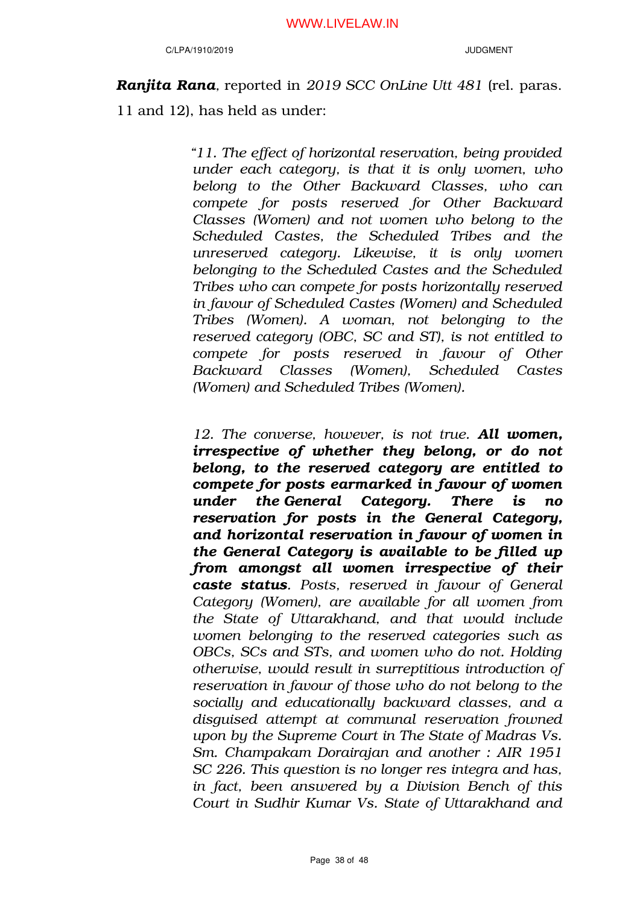***Ranjita Rana***, reported in *2019 SCC OnLine Utt 481* (rel. paras. 11 and 12), has held as under:

> *"11. The effect of horizontal reservation, being provided under each category, is that it is only women, who belong to the Other Backward Classes, who can compete for posts reserved for Other Backward Classes (Women) and not women who belong to the Scheduled Castes, the Scheduled Tribes and the unreserved category. Likewise, it is only women belonging to the Scheduled Castes and the Scheduled Tribes who can compete for posts horizontally reserved in favour of Scheduled Castes (Women) and Scheduled Tribes (Women). A woman, not belonging to the reserved category (OBC, SC and ST), is not entitled to compete for posts reserved in favour of Other Backward Classes (Women), Scheduled Castes (Women) and Scheduled Tribes (Women).*
>
> *12. The converse, however, is not true.* ***All women, irrespective of whether they belong, or do not belong, to the reserved category are entitled to compete for posts earmarked in favour of women under the General Category. There is no reservation for posts in the General Category, and horizontal reservation in favour of women in the General Category is available to be filled up from amongst all women irrespective of their caste status****. Posts, reserved in favour of General Category (Women), are available for all women from the State of Uttarakhand, and that would include women belonging to the reserved categories such as OBCs, SCs and STs, and women who do not. Holding otherwise, would result in surreptitious introduction of reservation in favour of those who do not belong to the socially and educationally backward classes, and a disguised attempt at communal reservation frowned upon by the Supreme Court in The State of Madras Vs. Sm. Champakam Dorairajan and another : AIR 1951 SC 226. This question is no longer res integra and has, in fact, been answered by a Division Bench of this Court in Sudhir Kumar Vs. State of Uttarakhand and*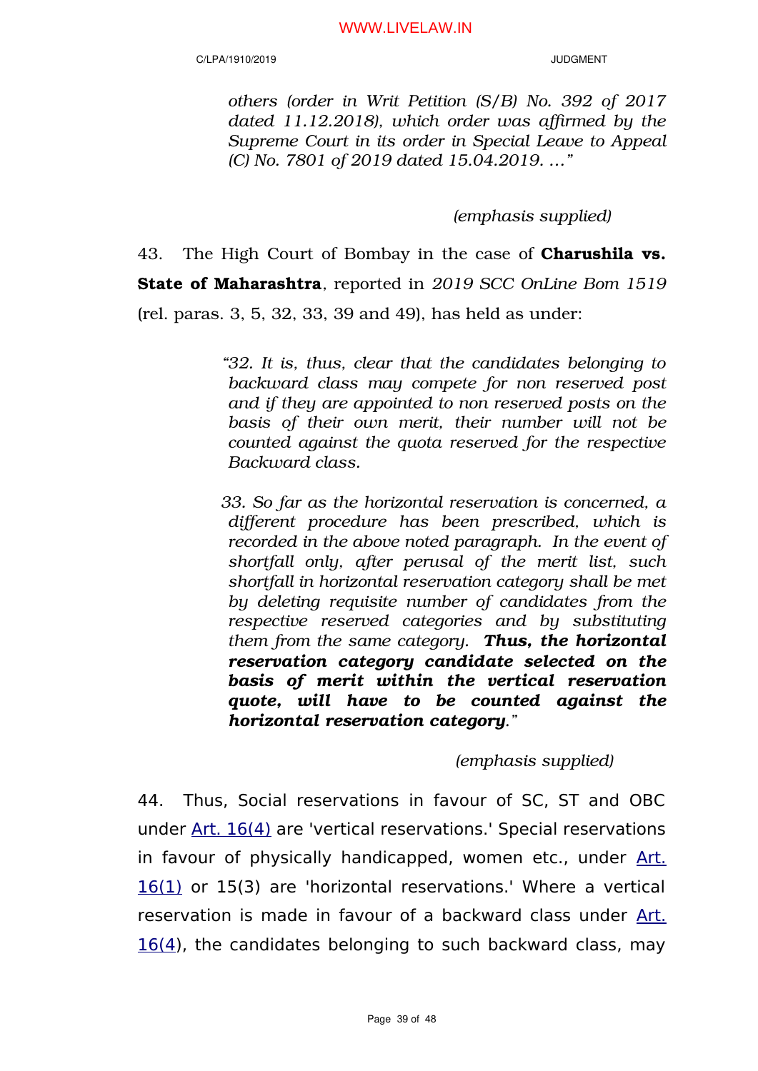*others (order in Writ Petition (S/B) No. 392 of 2017 dated 11.12.2018), which order was affirmed by the Supreme Court in its order in Special Leave to Appeal (C) No. 7801 of 2019 dated 15.04.2019. …"*

*(emphasis supplied)*

43. The High Court of Bombay in the case of **Charushila vs. State of Maharashtra**, reported in *2019 SCC OnLine Bom 1519* (rel. paras. 3, 5, 32, 33, 39 and 49), has held as under:

> *"32. It is, thus, clear that the candidates belonging to backward class may compete for non reserved post and if they are appointed to non reserved posts on the basis of their own merit, their number will not be counted against the quota reserved for the respective Backward class.*
>
> *33. So far as the horizontal reservation is concerned, a different procedure has been prescribed, which is recorded in the above noted paragraph. In the event of shortfall only, after perusal of the merit list, such shortfall in horizontal reservation category shall be met by deleting requisite number of candidates from the respective reserved categories and by substituting them from the same category.* ***Thus, the horizontal reservation category candidate selected on the basis of merit within the vertical reservation quote, will have to be counted against the horizontal reservation category****."*

*(emphasis supplied)*

44. Thus, Social reservations in favour of SC, ST and OBC under Art. 16(4) are 'vertical reservations.' Special reservations in favour of physically handicapped, women etc., under Art. 16(1) or 15(3) are 'horizontal reservations.' Where a vertical reservation is made in favour of a backward class under Art. 16(4), the candidates belonging to such backward class, may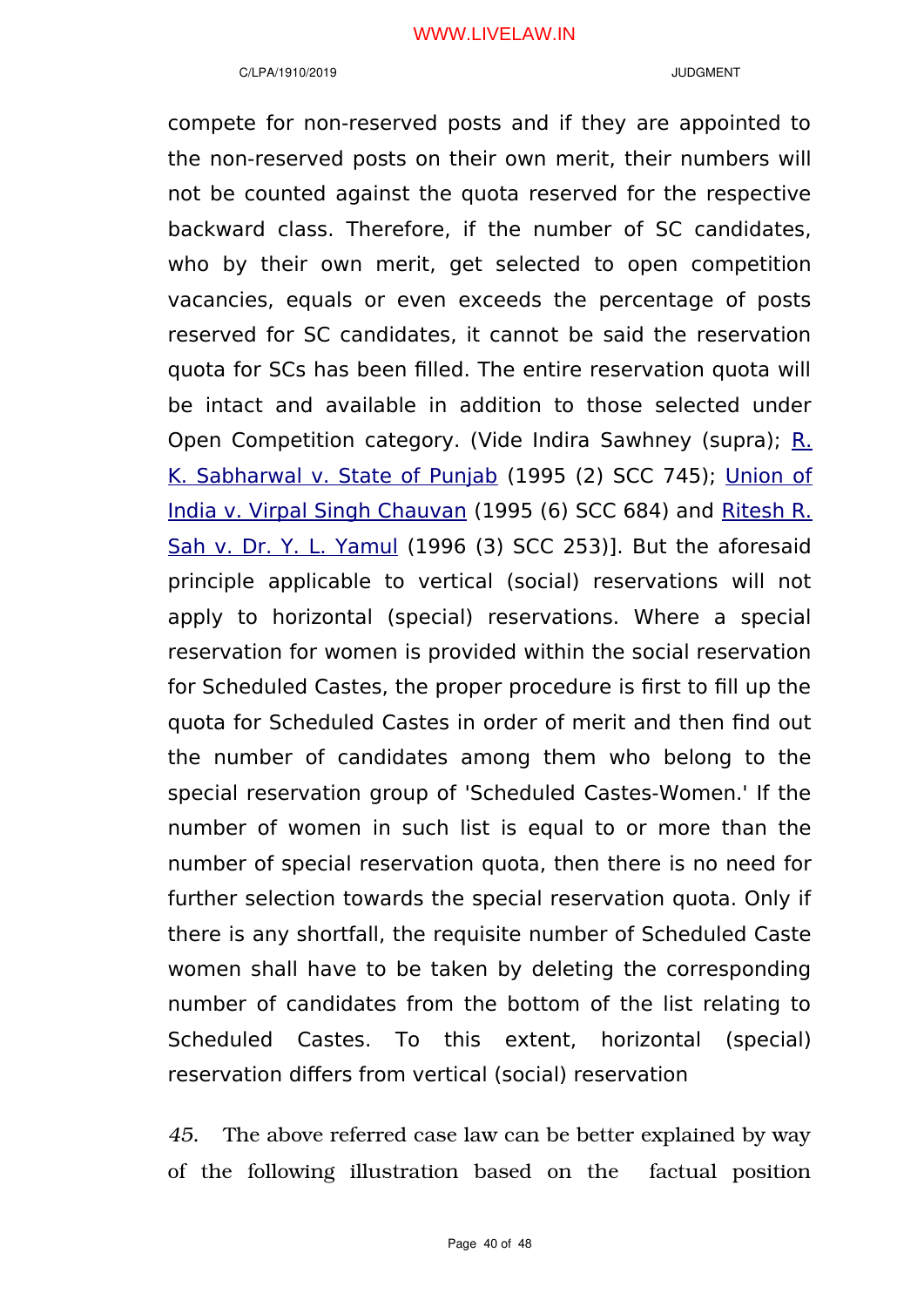compete for non-reserved posts and if they are appointed to the non-reserved posts on their own merit, their numbers will not be counted against the quota reserved for the respective backward class. Therefore, if the number of SC candidates, who by their own merit, get selected to open competition vacancies, equals or even exceeds the percentage of posts reserved for SC candidates, it cannot be said the reservation quota for SCs has been filled. The entire reservation quota will be intact and available in addition to those selected under Open Competition category. (Vide Indira Sawhney (supra); R. K. Sabharwal v. State of Punjab (1995 (2) SCC 745); Union of India v. Virpal Singh Chauvan (1995 (6) SCC 684) and Ritesh R. Sah v. Dr. Y. L. Yamul (1996 (3) SCC 253)]. But the aforesaid principle applicable to vertical (social) reservations will not apply to horizontal (special) reservations. Where a special reservation for women is provided within the social reservation for Scheduled Castes, the proper procedure is first to fill up the quota for Scheduled Castes in order of merit and then find out the number of candidates among them who belong to the special reservation group of 'Scheduled Castes-Women.' If the number of women in such list is equal to or more than the number of special reservation quota, then there is no need for further selection towards the special reservation quota. Only if there is any shortfall, the requisite number of Scheduled Caste women shall have to be taken by deleting the corresponding number of candidates from the bottom of the list relating to Scheduled Castes. To this extent, horizontal (special) reservation differs from vertical (social) reservation

*45.* The above referred case law can be better explained by way of the following illustration based on the factual position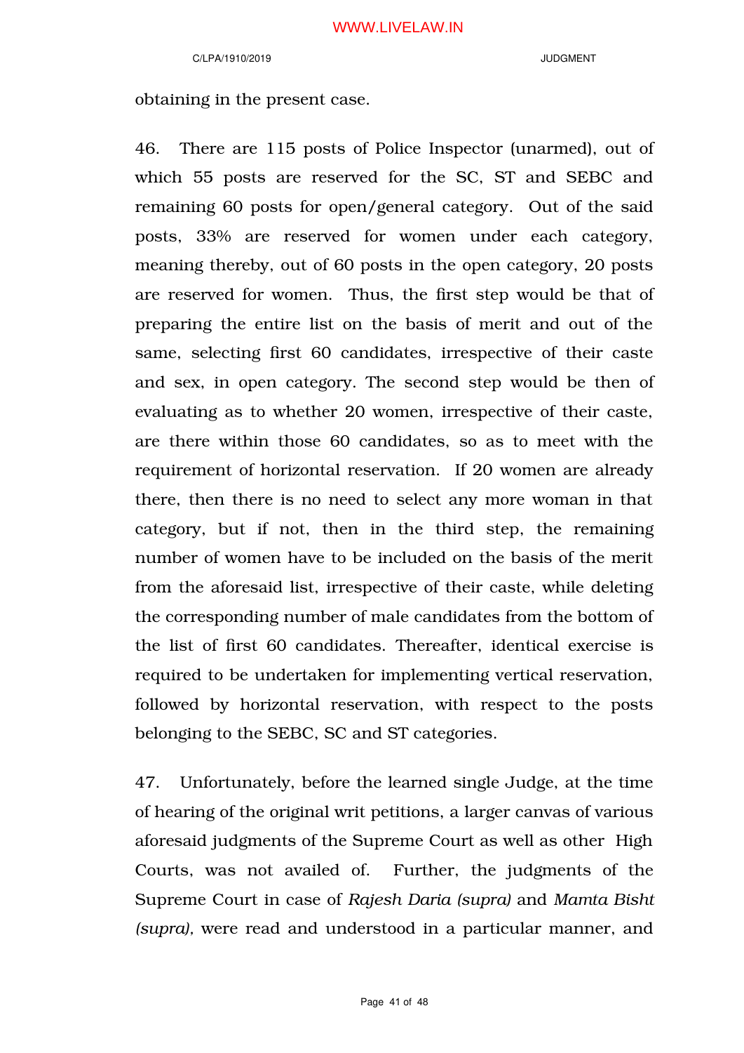obtaining in the present case.

46. There are 115 posts of Police Inspector (unarmed), out of which 55 posts are reserved for the SC, ST and SEBC and remaining 60 posts for open/general category. Out of the said posts, 33% are reserved for women under each category, meaning thereby, out of 60 posts in the open category, 20 posts are reserved for women. Thus, the first step would be that of preparing the entire list on the basis of merit and out of the same, selecting first 60 candidates, irrespective of their caste and sex, in open category. The second step would be then of evaluating as to whether 20 women, irrespective of their caste, are there within those 60 candidates, so as to meet with the requirement of horizontal reservation. If 20 women are already there, then there is no need to select any more woman in that category, but if not, then in the third step, the remaining number of women have to be included on the basis of the merit from the aforesaid list, irrespective of their caste, while deleting the corresponding number of male candidates from the bottom of the list of first 60 candidates. Thereafter, identical exercise is required to be undertaken for implementing vertical reservation, followed by horizontal reservation, with respect to the posts belonging to the SEBC, SC and ST categories.

47. Unfortunately, before the learned single Judge, at the time of hearing of the original writ petitions, a larger canvas of various aforesaid judgments of the Supreme Court as well as other High Courts, was not availed of. Further, the judgments of the Supreme Court in case of *Rajesh Daria (supra)* and *Mamta Bisht (supra)*, were read and understood in a particular manner, and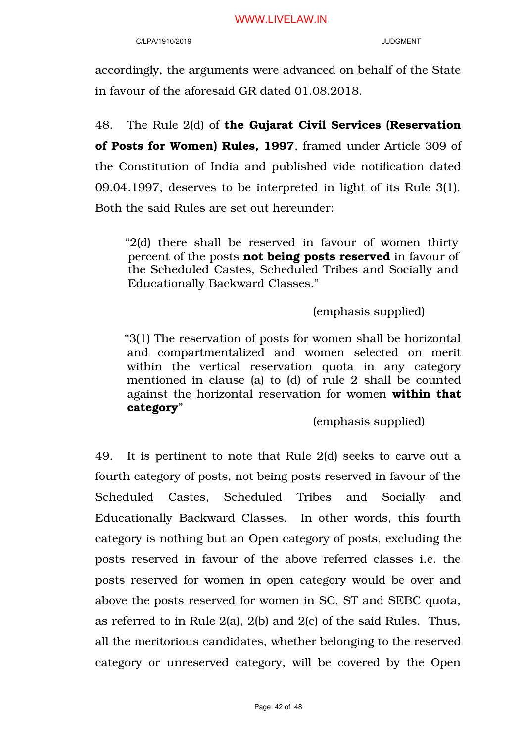accordingly, the arguments were advanced on behalf of the State in favour of the aforesaid GR dated 01.08.2018.

48. The Rule 2(d) of **the Gujarat Civil Services (Reservation of Posts for Women) Rules, 1997**, framed under Article 309 of the Constitution of India and published vide notification dated 09.04.1997, deserves to be interpreted in light of its Rule 3(1). Both the said Rules are set out hereunder:

> "2(d) there shall be reserved in favour of women thirty percent of the posts **not being posts reserved** in favour of the Scheduled Castes, Scheduled Tribes and Socially and Educationally Backward Classes."
>
> (emphasis supplied)

> "3(1) The reservation of posts for women shall be horizontal and compartmentalized and women selected on merit within the vertical reservation quota in any category mentioned in clause (a) to (d) of rule 2 shall be counted against the horizontal reservation for women **within that category**"
>
> (emphasis supplied)

49. It is pertinent to note that Rule 2(d) seeks to carve out a fourth category of posts, not being posts reserved in favour of the Scheduled Castes, Scheduled Tribes and Socially and Educationally Backward Classes. In other words, this fourth category is nothing but an Open category of posts, excluding the posts reserved in favour of the above referred classes i.e. the posts reserved for women in open category would be over and above the posts reserved for women in SC, ST and SEBC quota, as referred to in Rule 2(a), 2(b) and 2(c) of the said Rules. Thus, all the meritorious candidates, whether belonging to the reserved category or unreserved category, will be covered by the Open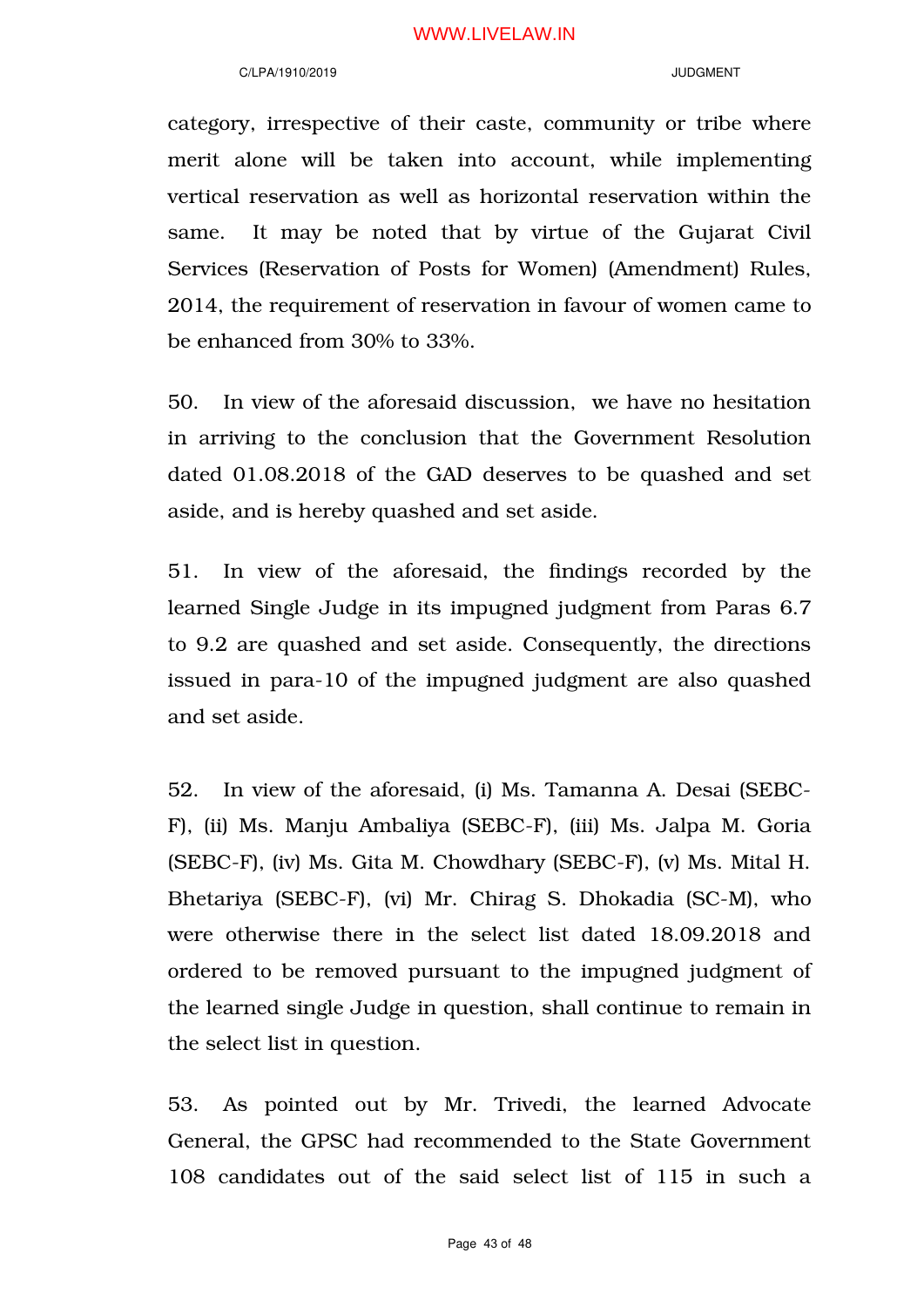category, irrespective of their caste, community or tribe where merit alone will be taken into account, while implementing vertical reservation as well as horizontal reservation within the same. It may be noted that by virtue of the Gujarat Civil Services (Reservation of Posts for Women) (Amendment) Rules, 2014, the requirement of reservation in favour of women came to be enhanced from 30% to 33%.

50. In view of the aforesaid discussion, we have no hesitation in arriving to the conclusion that the Government Resolution dated 01.08.2018 of the GAD deserves to be quashed and set aside, and is hereby quashed and set aside.

51. In view of the aforesaid, the findings recorded by the learned Single Judge in its impugned judgment from Paras 6.7 to 9.2 are quashed and set aside. Consequently, the directions issued in para-10 of the impugned judgment are also quashed and set aside.

52. In view of the aforesaid, (i) Ms. Tamanna A. Desai (SEBC-F), (ii) Ms. Manju Ambaliya (SEBC-F), (iii) Ms. Jalpa M. Goria (SEBC-F), (iv) Ms. Gita M. Chowdhary (SEBC-F), (v) Ms. Mital H. Bhetariya (SEBC-F), (vi) Mr. Chirag S. Dhokadia (SC-M), who were otherwise there in the select list dated 18.09.2018 and ordered to be removed pursuant to the impugned judgment of the learned single Judge in question, shall continue to remain in the select list in question.

53. As pointed out by Mr. Trivedi, the learned Advocate General, the GPSC had recommended to the State Government 108 candidates out of the said select list of 115 in such a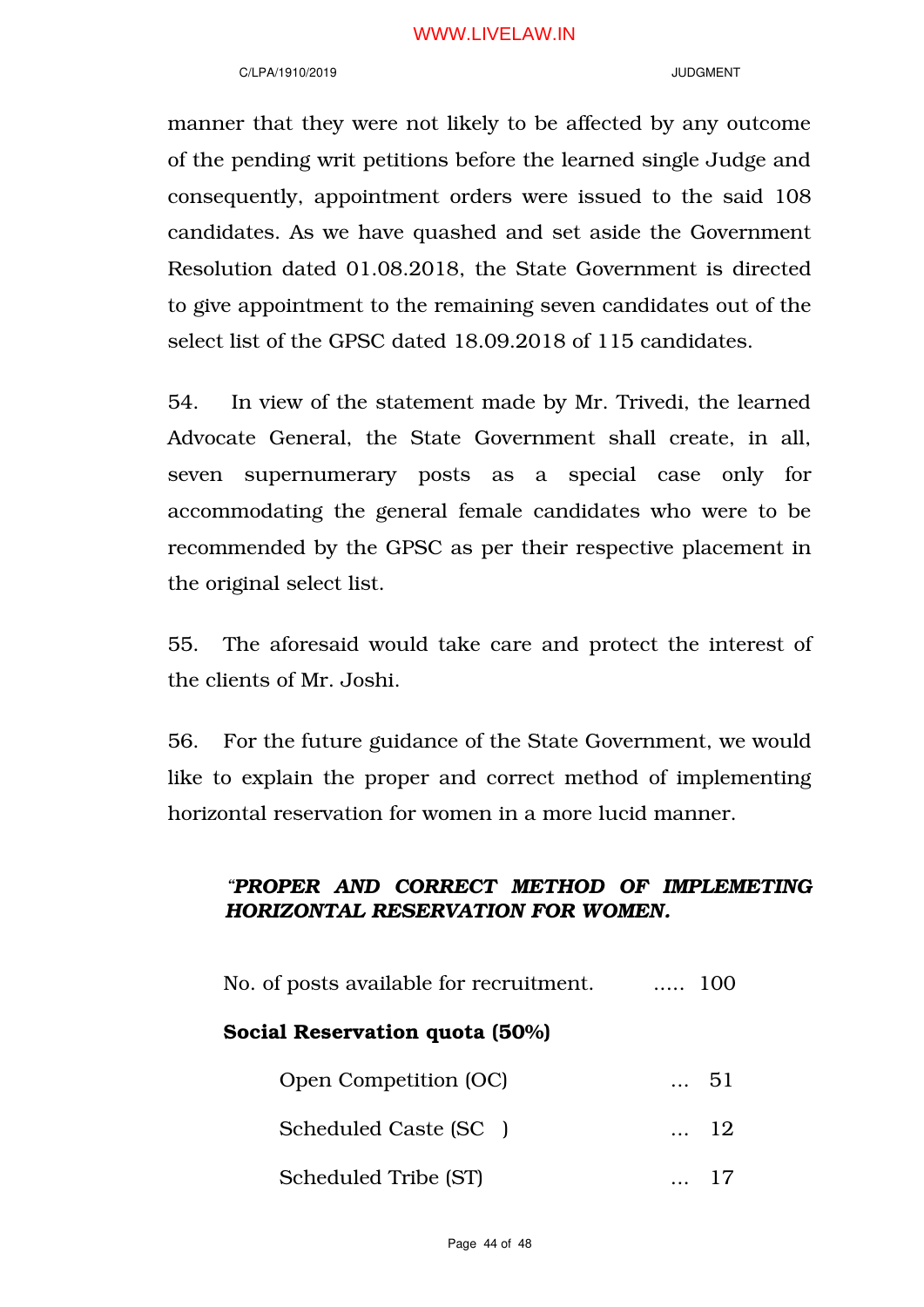manner that they were not likely to be affected by any outcome of the pending writ petitions before the learned single Judge and consequently, appointment orders were issued to the said 108 candidates. As we have quashed and set aside the Government Resolution dated 01.08.2018, the State Government is directed to give appointment to the remaining seven candidates out of the select list of the GPSC dated 18.09.2018 of 115 candidates.

54. In view of the statement made by Mr. Trivedi, the learned Advocate General, the State Government shall create, in all, seven supernumerary posts as a special case only for accommodating the general female candidates who were to be recommended by the GPSC as per their respective placement in the original select list.

55. The aforesaid would take care and protect the interest of the clients of Mr. Joshi.

56. For the future guidance of the State Government, we would like to explain the proper and correct method of implementing horizontal reservation for women in a more lucid manner.

> "***PROPER AND CORRECT METHOD OF IMPLEMETING HORIZONTAL RESERVATION FOR WOMEN.***
>
> No. of posts available for recruitment. ..... 100
>
> **Social Reservation quota (50%)**
>
> Open Competition (OC) ... 51
>
> Scheduled Caste (SC ) ... 12
>
> Scheduled Tribe (ST) ... 17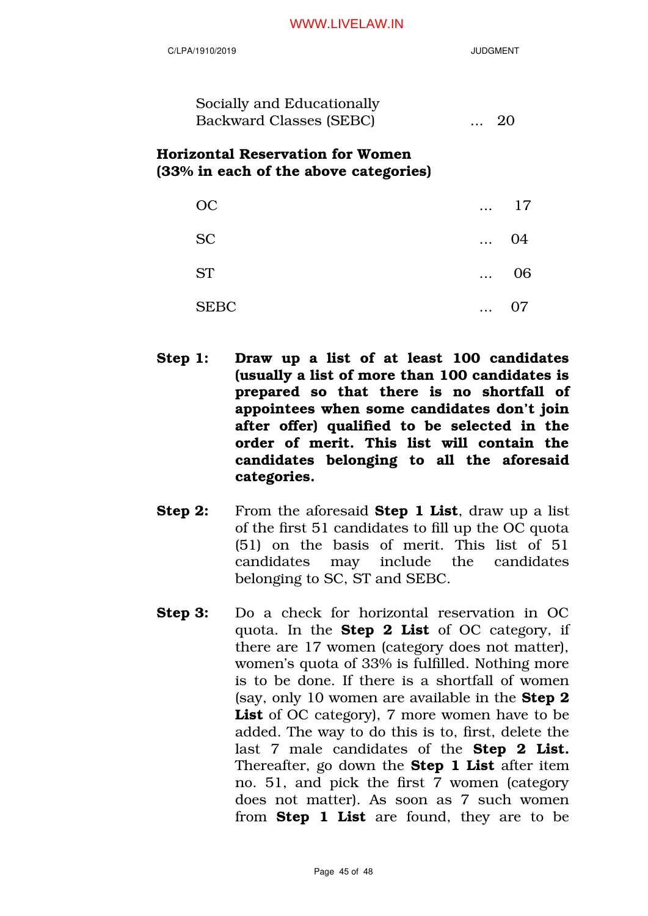Socially and Educationally Backward Classes (SEBC) ... 20

**Horizontal Reservation for Women (33% in each of the above categories)**

| | | |
|---|---|---|
| OC | ... | 17 |
| SC | ... | 04 |
| ST | ... | 06 |
| SEBC | ... | 07 |

**Step 1:** **Draw up a list of at least 100 candidates (usually a list of more than 100 candidates is prepared so that there is no shortfall of appointees when some candidates don't join after offer) qualified to be selected in the order of merit. This list will contain the candidates belonging to all the aforesaid categories.**

**Step 2:** From the aforesaid **Step 1 List**, draw up a list of the first 51 candidates to fill up the OC quota (51) on the basis of merit. This list of 51 candidates may include the candidates belonging to SC, ST and SEBC.

**Step 3:** Do a check for horizontal reservation in OC quota. In the **Step 2 List** of OC category, if there are 17 women (category does not matter), women's quota of 33% is fulfilled. Nothing more is to be done. If there is a shortfall of women (say, only 10 women are available in the **Step 2 List** of OC category), 7 more women have to be added. The way to do this is to, first, delete the last 7 male candidates of the **Step 2 List.** Thereafter, go down the **Step 1 List** after item no. 51, and pick the first 7 women (category does not matter). As soon as 7 such women from **Step 1 List** are found, they are to be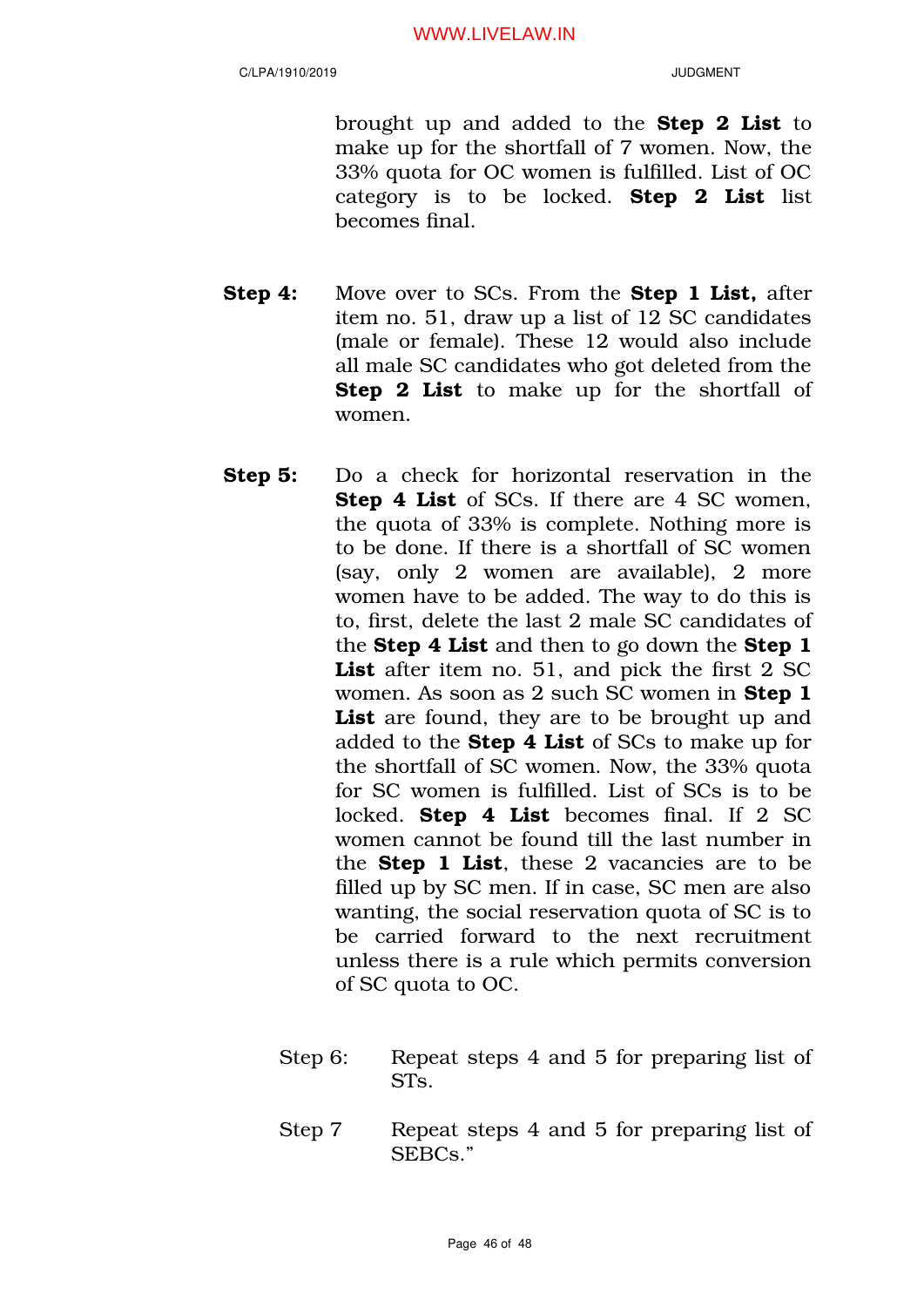brought up and added to the **Step 2 List** to make up for the shortfall of 7 women. Now, the 33% quota for OC women is fulfilled. List of OC category is to be locked. **Step 2 List** list becomes final.

**Step 4:** Move over to SCs. From the **Step 1 List,** after item no. 51, draw up a list of 12 SC candidates (male or female). These 12 would also include all male SC candidates who got deleted from the **Step 2 List** to make up for the shortfall of women.

**Step 5:** Do a check for horizontal reservation in the **Step 4 List** of SCs. If there are 4 SC women, the quota of 33% is complete. Nothing more is to be done. If there is a shortfall of SC women (say, only 2 women are available), 2 more women have to be added. The way to do this is to, first, delete the last 2 male SC candidates of the **Step 4 List** and then to go down the **Step 1 List** after item no. 51, and pick the first 2 SC women. As soon as 2 such SC women in **Step 1 List** are found, they are to be brought up and added to the **Step 4 List** of SCs to make up for the shortfall of SC women. Now, the 33% quota for SC women is fulfilled. List of SCs is to be locked. **Step 4 List** becomes final. If 2 SC women cannot be found till the last number in the **Step 1 List**, these 2 vacancies are to be filled up by SC men. If in case, SC men are also wanting, the social reservation quota of SC is to be carried forward to the next recruitment unless there is a rule which permits conversion of SC quota to OC.

Step 6: Repeat steps 4 and 5 for preparing list of STs.

Step 7 Repeat steps 4 and 5 for preparing list of SEBCs."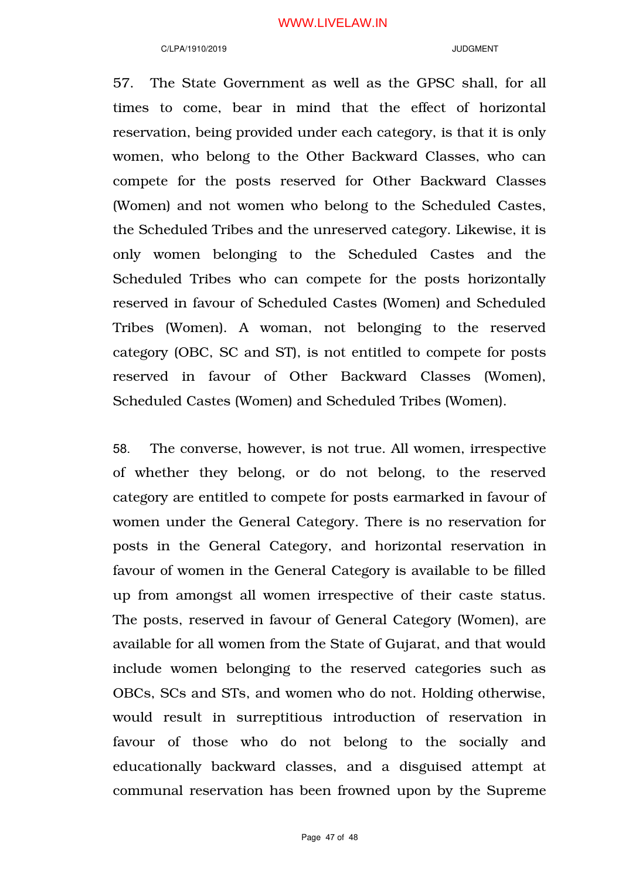57. The State Government as well as the GPSC shall, for all times to come, bear in mind that the effect of horizontal reservation, being provided under each category, is that it is only women, who belong to the Other Backward Classes, who can compete for the posts reserved for Other Backward Classes (Women) and not women who belong to the Scheduled Castes, the Scheduled Tribes and the unreserved category. Likewise, it is only women belonging to the Scheduled Castes and the Scheduled Tribes who can compete for the posts horizontally reserved in favour of Scheduled Castes (Women) and Scheduled Tribes (Women). A woman, not belonging to the reserved category (OBC, SC and ST), is not entitled to compete for posts reserved in favour of Other Backward Classes (Women), Scheduled Castes (Women) and Scheduled Tribes (Women).

58. The converse, however, is not true. All women, irrespective of whether they belong, or do not belong, to the reserved category are entitled to compete for posts earmarked in favour of women under the General Category. There is no reservation for posts in the General Category, and horizontal reservation in favour of women in the General Category is available to be filled up from amongst all women irrespective of their caste status. The posts, reserved in favour of General Category (Women), are available for all women from the State of Gujarat, and that would include women belonging to the reserved categories such as OBCs, SCs and STs, and women who do not. Holding otherwise, would result in surreptitious introduction of reservation in favour of those who do not belong to the socially and educationally backward classes, and a disguised attempt at communal reservation has been frowned upon by the Supreme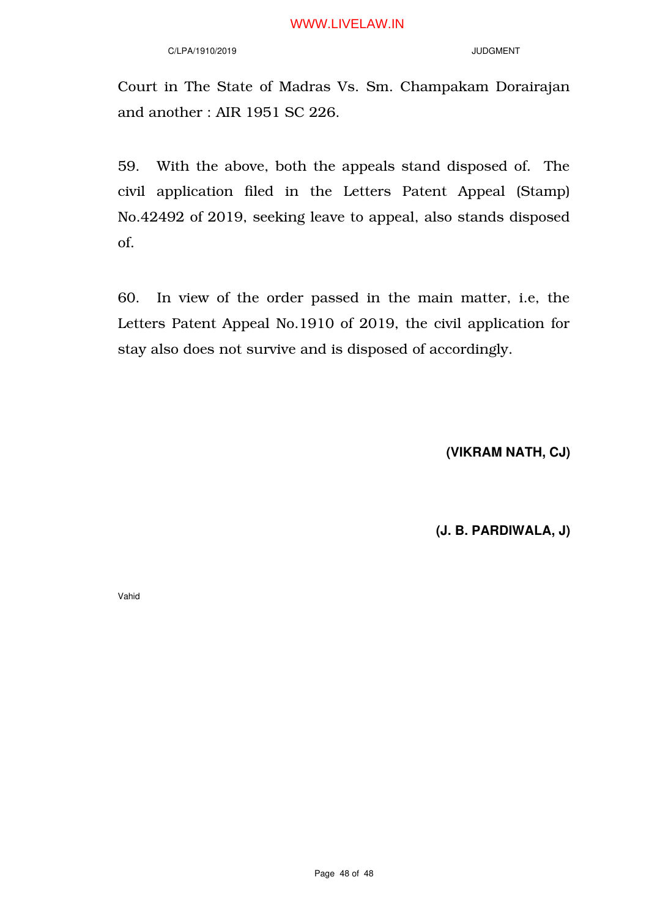Court in The State of Madras Vs. Sm. Champakam Dorairajan and another : AIR 1951 SC 226.

59. With the above, both the appeals stand disposed of. The civil application filed in the Letters Patent Appeal (Stamp) No.42492 of 2019, seeking leave to appeal, also stands disposed of.

60. In view of the order passed in the main matter, i.e, the Letters Patent Appeal No.1910 of 2019, the civil application for stay also does not survive and is disposed of accordingly.

**(VIKRAM NATH, CJ)**

**(J. B. PARDIWALA, J)**

Vahid